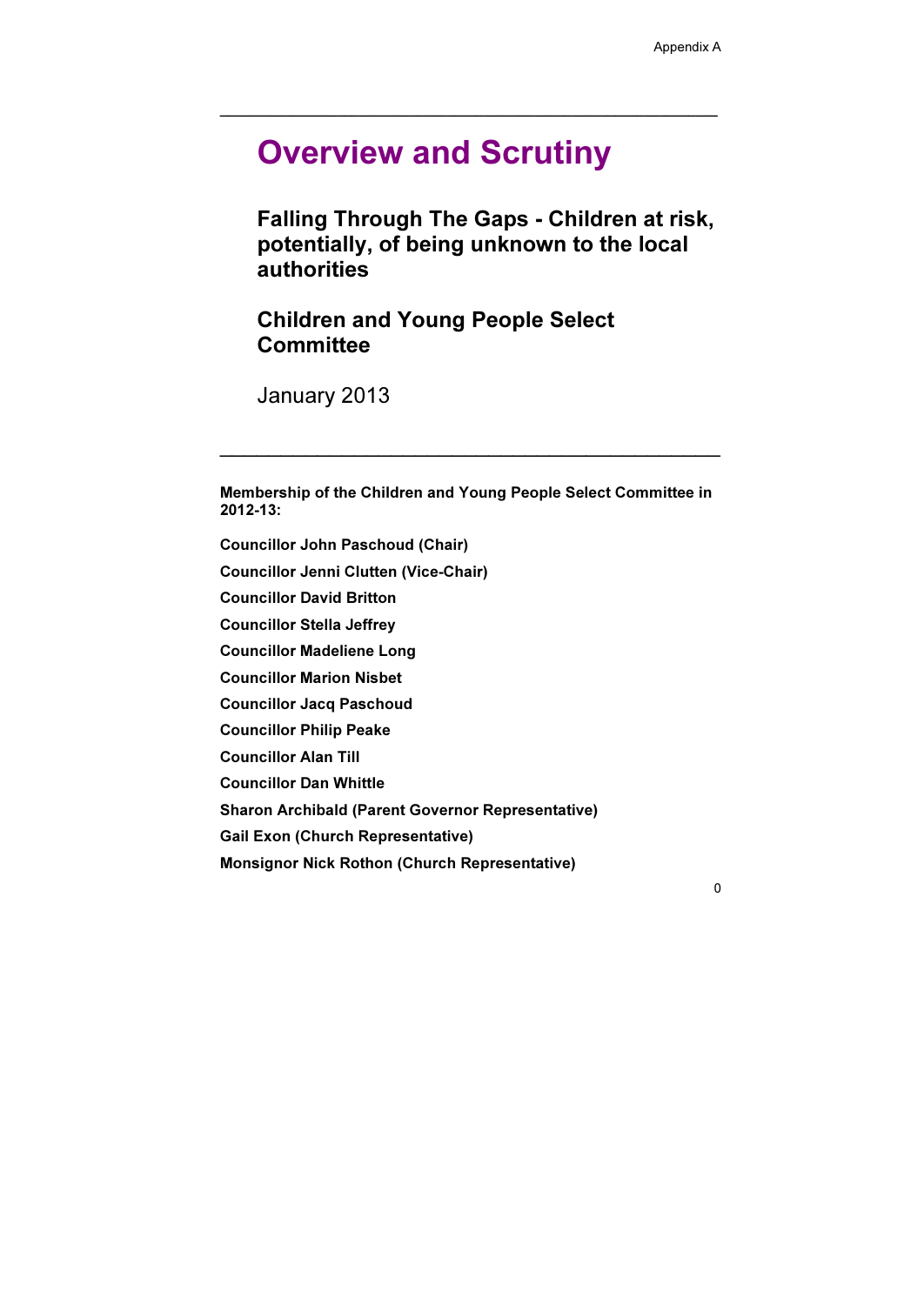Appendix A

# Overview and Scrutiny

## Falling Through The Gaps - Children at risk, potentially, of being unknown to the local authorities

## Children and Young People Select Committee

January 2013

**Membership of the Children and Young People Select Committee in 2012-13:**

**Councillor John Paschoud (Chair)**

**Councillor Jenni Clutten (Vice-Chair)**

**Councillor David Britton**

**Councillor Stella Jeffrey**

**Councillor Madeliene Long**

**Councillor Marion Nisbet**

**Councillor Jacq Paschoud**

**Councillor Philip Peake**

**Councillor Alan Till**

**Councillor Dan Whittle**

**Sharon Archibald (Parent Governor Representative)**

**Gail Exon (Church Representative)**

**Monsignor Nick Rothon (Church Representative)**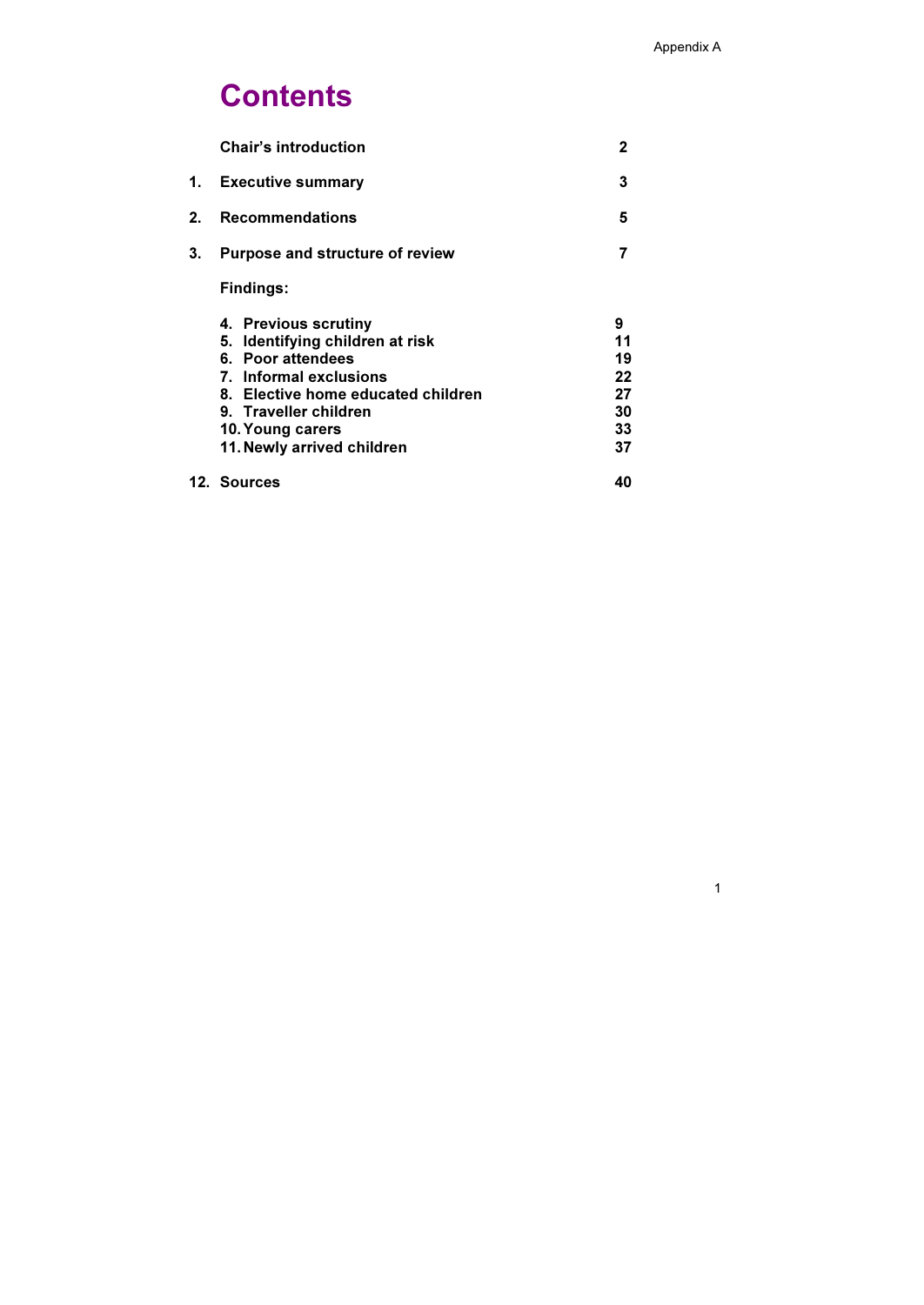# Contents

| | | |
|---|---|---|
| | **Chair's introduction** | **2** |
| **1.** | **Executive summary** | **3** |
| **2.** | **Recommendations** | **5** |
| **3.** | **Purpose and structure of review** | **7** |
| | **Findings:** | |
| | **4. Previous scrutiny** | **9** |
| | **5. Identifying children at risk** | **11** |
| | **6. Poor attendees** | **19** |
| | **7. Informal exclusions** | **22** |
| | **8. Elective home educated children** | **27** |
| | **9. Traveller children** | **30** |
| | **10. Young carers** | **33** |
| | **11. Newly arrived children** | **37** |
| **12.** | **Sources** | **40** |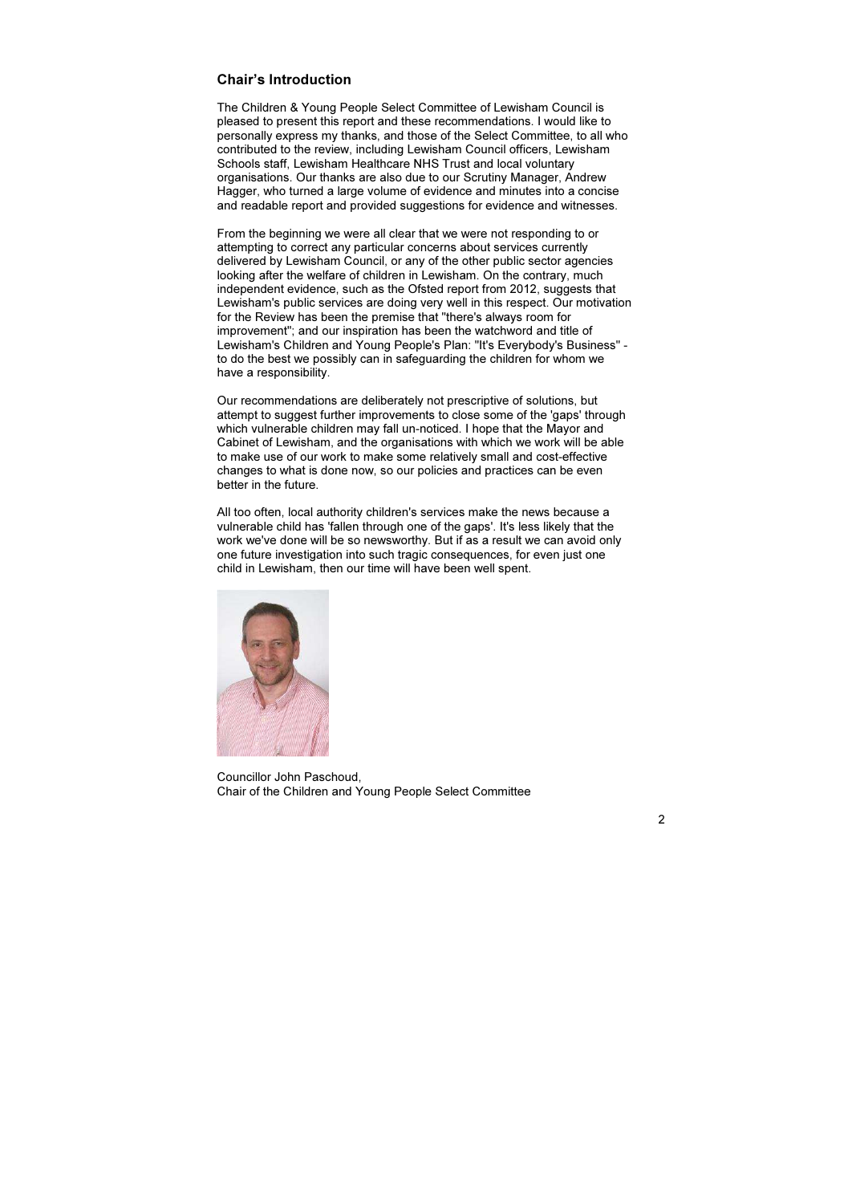## Chair's Introduction

The Children & Young People Select Committee of Lewisham Council is pleased to present this report and these recommendations. I would like to personally express my thanks, and those of the Select Committee, to all who contributed to the review, including Lewisham Council officers, Lewisham Schools staff, Lewisham Healthcare NHS Trust and local voluntary organisations. Our thanks are also due to our Scrutiny Manager, Andrew Hagger, who turned a large volume of evidence and minutes into a concise and readable report and provided suggestions for evidence and witnesses.

From the beginning we were all clear that we were not responding to or attempting to correct any particular concerns about services currently delivered by Lewisham Council, or any of the other public sector agencies looking after the welfare of children in Lewisham. On the contrary, much independent evidence, such as the Ofsted report from 2012, suggests that Lewisham's public services are doing very well in this respect. Our motivation for the Review has been the premise that "there's always room for improvement"; and our inspiration has been the watchword and title of Lewisham's Children and Young People's Plan: "It's Everybody's Business" - to do the best we possibly can in safeguarding the children for whom we have a responsibility.

Our recommendations are deliberately not prescriptive of solutions, but attempt to suggest further improvements to close some of the 'gaps' through which vulnerable children may fall un-noticed. I hope that the Mayor and Cabinet of Lewisham, and the organisations with which we work will be able to make use of our work to make some relatively small and cost-effective changes to what is done now, so our policies and practices can be even better in the future.

All too often, local authority children's services make the news because a vulnerable child has 'fallen through one of the gaps'. It's less likely that the work we've done will be so newsworthy. But if as a result we can avoid only one future investigation into such tragic consequences, for even just one child in Lewisham, then our time will have been well spent.

Councillor John Paschoud,
Chair of the Children and Young People Select Committee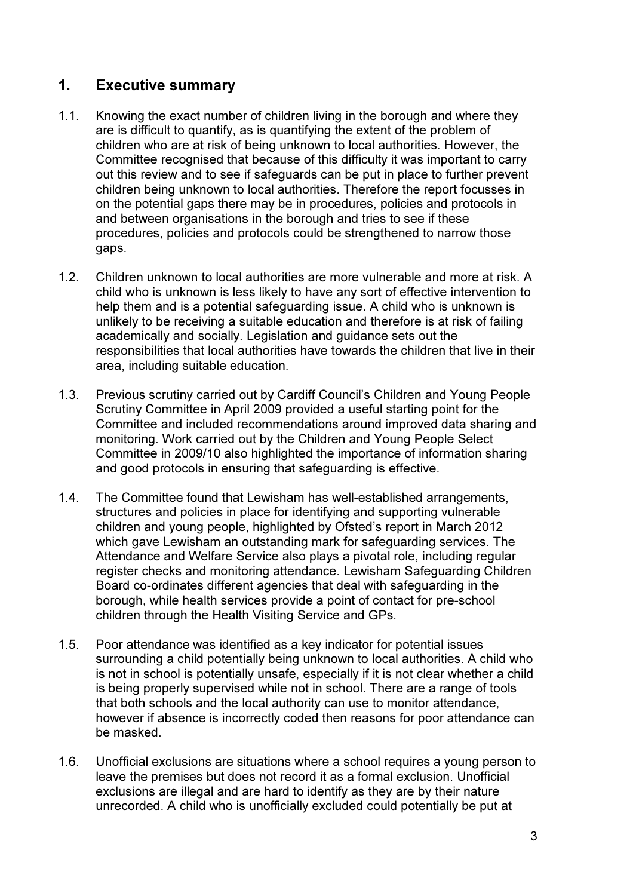## 1. Executive summary

1.1. Knowing the exact number of children living in the borough and where they are is difficult to quantify, as is quantifying the extent of the problem of children who are at risk of being unknown to local authorities. However, the Committee recognised that because of this difficulty it was important to carry out this review and to see if safeguards can be put in place to further prevent children being unknown to local authorities. Therefore the report focusses in on the potential gaps there may be in procedures, policies and protocols in and between organisations in the borough and tries to see if these procedures, policies and protocols could be strengthened to narrow those gaps.

1.2. Children unknown to local authorities are more vulnerable and more at risk. A child who is unknown is less likely to have any sort of effective intervention to help them and is a potential safeguarding issue. A child who is unknown is unlikely to be receiving a suitable education and therefore is at risk of failing academically and socially. Legislation and guidance sets out the responsibilities that local authorities have towards the children that live in their area, including suitable education.

1.3. Previous scrutiny carried out by Cardiff Council's Children and Young People Scrutiny Committee in April 2009 provided a useful starting point for the Committee and included recommendations around improved data sharing and monitoring. Work carried out by the Children and Young People Select Committee in 2009/10 also highlighted the importance of information sharing and good protocols in ensuring that safeguarding is effective.

1.4. The Committee found that Lewisham has well-established arrangements, structures and policies in place for identifying and supporting vulnerable children and young people, highlighted by Ofsted's report in March 2012 which gave Lewisham an outstanding mark for safeguarding services. The Attendance and Welfare Service also plays a pivotal role, including regular register checks and monitoring attendance. Lewisham Safeguarding Children Board co-ordinates different agencies that deal with safeguarding in the borough, while health services provide a point of contact for pre-school children through the Health Visiting Service and GPs.

1.5. Poor attendance was identified as a key indicator for potential issues surrounding a child potentially being unknown to local authorities. A child who is not in school is potentially unsafe, especially if it is not clear whether a child is being properly supervised while not in school. There are a range of tools that both schools and the local authority can use to monitor attendance, however if absence is incorrectly coded then reasons for poor attendance can be masked.

1.6. Unofficial exclusions are situations where a school requires a young person to leave the premises but does not record it as a formal exclusion. Unofficial exclusions are illegal and are hard to identify as they are by their nature unrecorded. A child who is unofficially excluded could potentially be put at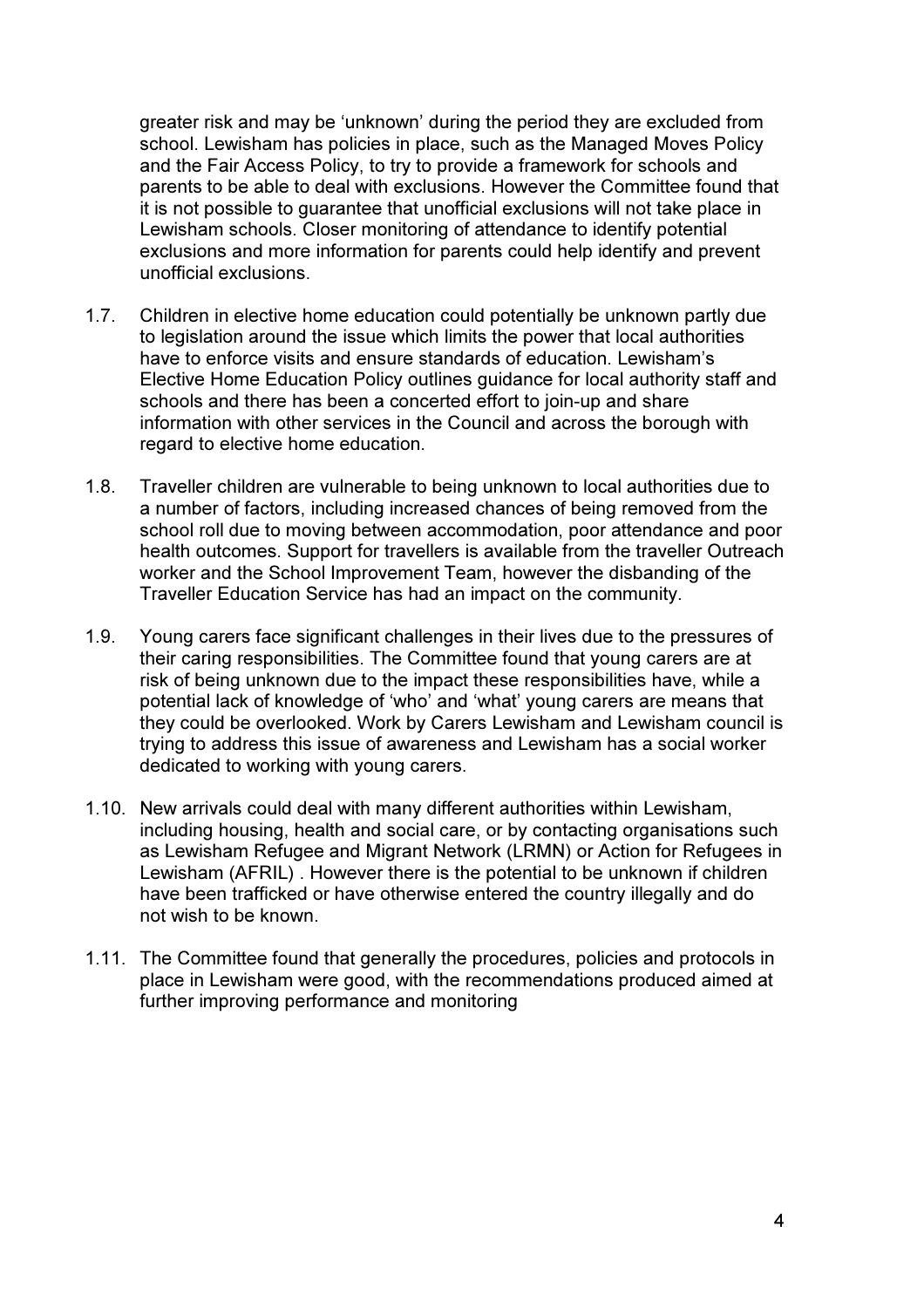greater risk and may be 'unknown' during the period they are excluded from school. Lewisham has policies in place, such as the Managed Moves Policy and the Fair Access Policy, to try to provide a framework for schools and parents to be able to deal with exclusions. However the Committee found that it is not possible to guarantee that unofficial exclusions will not take place in Lewisham schools. Closer monitoring of attendance to identify potential exclusions and more information for parents could help identify and prevent unofficial exclusions.

1.7. Children in elective home education could potentially be unknown partly due to legislation around the issue which limits the power that local authorities have to enforce visits and ensure standards of education. Lewisham's Elective Home Education Policy outlines guidance for local authority staff and schools and there has been a concerted effort to join-up and share information with other services in the Council and across the borough with regard to elective home education.

1.8. Traveller children are vulnerable to being unknown to local authorities due to a number of factors, including increased chances of being removed from the school roll due to moving between accommodation, poor attendance and poor health outcomes. Support for travellers is available from the traveller Outreach worker and the School Improvement Team, however the disbanding of the Traveller Education Service has had an impact on the community.

1.9. Young carers face significant challenges in their lives due to the pressures of their caring responsibilities. The Committee found that young carers are at risk of being unknown due to the impact these responsibilities have, while a potential lack of knowledge of 'who' and 'what' young carers are means that they could be overlooked. Work by Carers Lewisham and Lewisham council is trying to address this issue of awareness and Lewisham has a social worker dedicated to working with young carers.

1.10. New arrivals could deal with many different authorities within Lewisham, including housing, health and social care, or by contacting organisations such as Lewisham Refugee and Migrant Network (LRMN) or Action for Refugees in Lewisham (AFRIL) . However there is the potential to be unknown if children have been trafficked or have otherwise entered the country illegally and do not wish to be known.

1.11. The Committee found that generally the procedures, policies and protocols in place in Lewisham were good, with the recommendations produced aimed at further improving performance and monitoring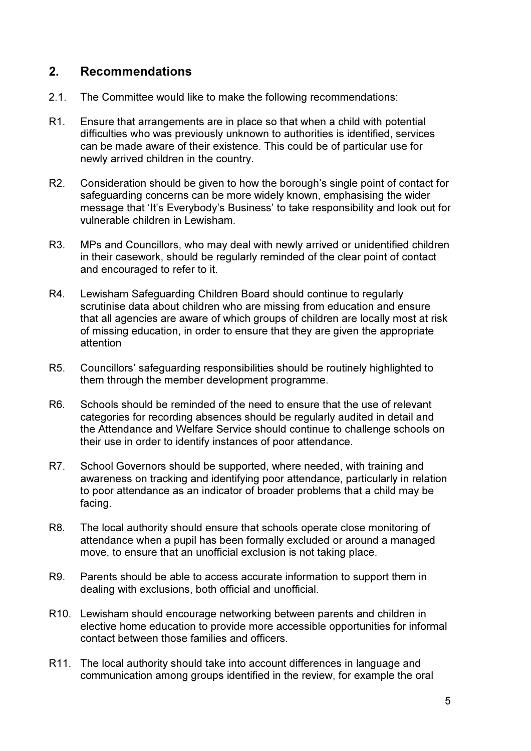## 2. Recommendations

2.1. The Committee would like to make the following recommendations:

R1. Ensure that arrangements are in place so that when a child with potential difficulties who was previously unknown to authorities is identified, services can be made aware of their existence. This could be of particular use for newly arrived children in the country.

R2. Consideration should be given to how the borough's single point of contact for safeguarding concerns can be more widely known, emphasising the wider message that 'It's Everybody's Business' to take responsibility and look out for vulnerable children in Lewisham.

R3. MPs and Councillors, who may deal with newly arrived or unidentified children in their casework, should be regularly reminded of the clear point of contact and encouraged to refer to it.

R4. Lewisham Safeguarding Children Board should continue to regularly scrutinise data about children who are missing from education and ensure that all agencies are aware of which groups of children are locally most at risk of missing education, in order to ensure that they are given the appropriate attention

R5. Councillors' safeguarding responsibilities should be routinely highlighted to them through the member development programme.

R6. Schools should be reminded of the need to ensure that the use of relevant categories for recording absences should be regularly audited in detail and the Attendance and Welfare Service should continue to challenge schools on their use in order to identify instances of poor attendance.

R7. School Governors should be supported, where needed, with training and awareness on tracking and identifying poor attendance, particularly in relation to poor attendance as an indicator of broader problems that a child may be facing.

R8. The local authority should ensure that schools operate close monitoring of attendance when a pupil has been formally excluded or around a managed move, to ensure that an unofficial exclusion is not taking place.

R9. Parents should be able to access accurate information to support them in dealing with exclusions, both official and unofficial.

R10. Lewisham should encourage networking between parents and children in elective home education to provide more accessible opportunities for informal contact between those families and officers.

R11. The local authority should take into account differences in language and communication among groups identified in the review, for example the oral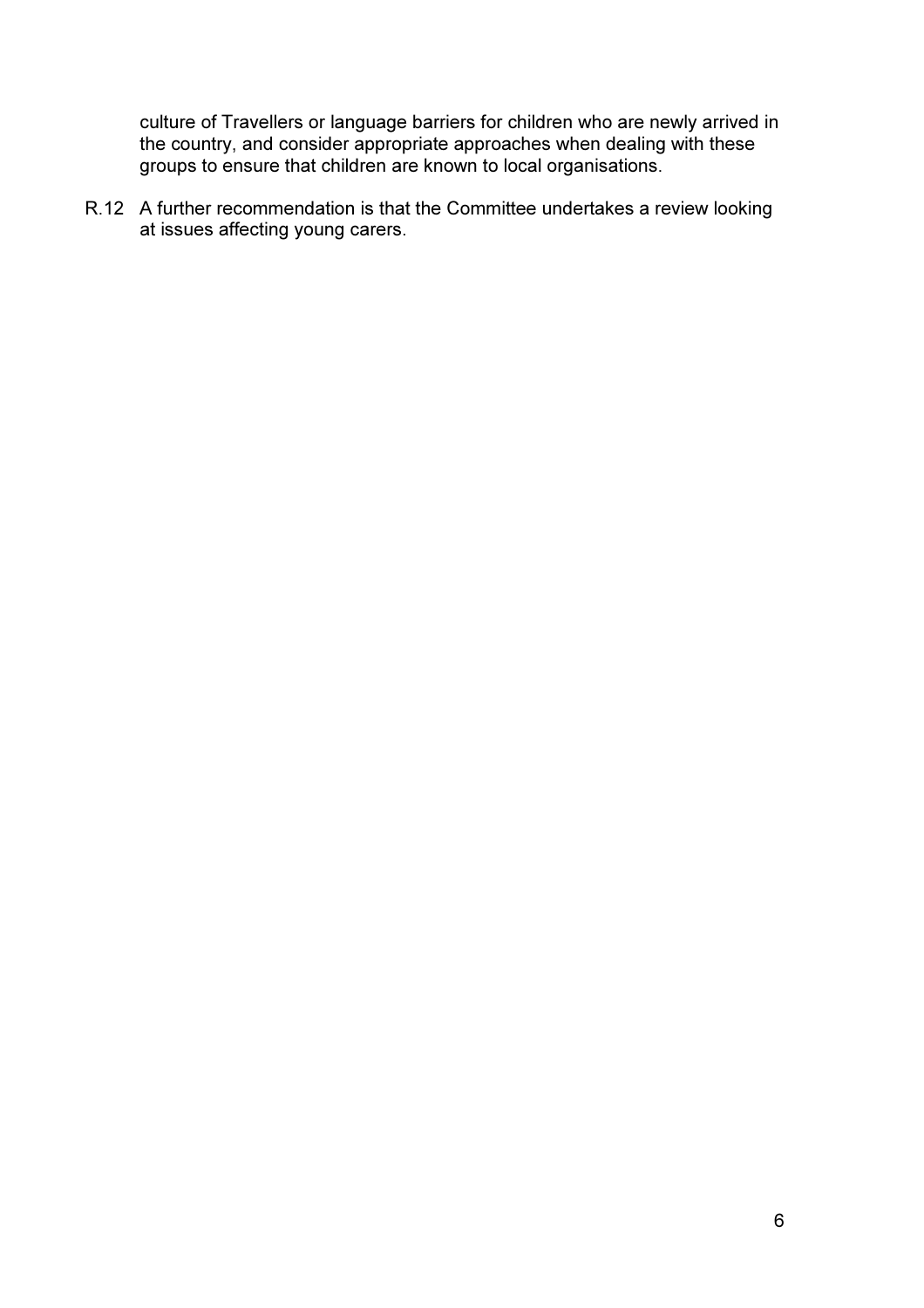culture of Travellers or language barriers for children who are newly arrived in the country, and consider appropriate approaches when dealing with these groups to ensure that children are known to local organisations.

R.12 A further recommendation is that the Committee undertakes a review looking at issues affecting young carers.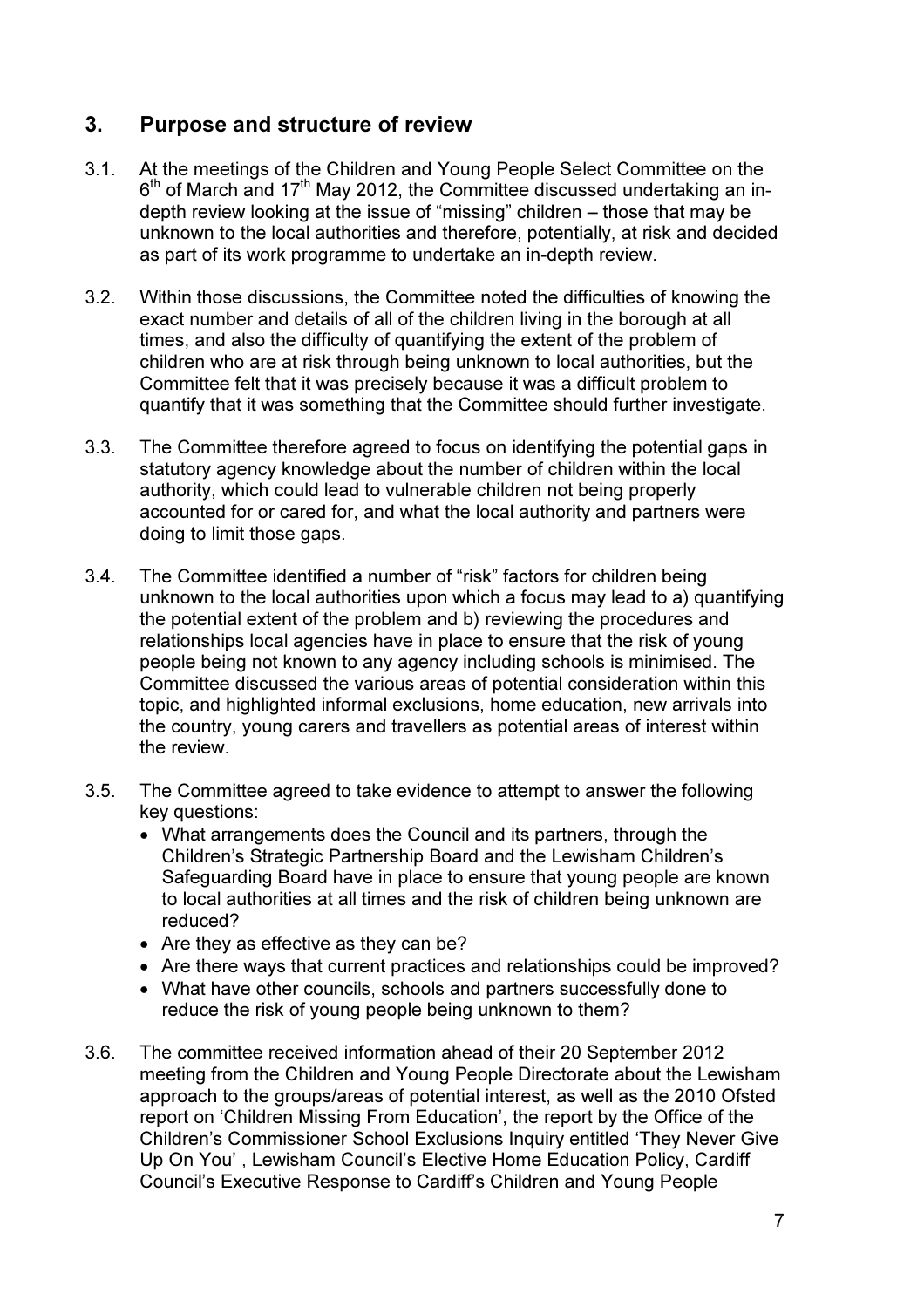## 3. Purpose and structure of review

3.1. At the meetings of the Children and Young People Select Committee on the 6th of March and 17th May 2012, the Committee discussed undertaking an in-depth review looking at the issue of "missing" children – those that may be unknown to the local authorities and therefore, potentially, at risk and decided as part of its work programme to undertake an in-depth review.

3.2. Within those discussions, the Committee noted the difficulties of knowing the exact number and details of all of the children living in the borough at all times, and also the difficulty of quantifying the extent of the problem of children who are at risk through being unknown to local authorities, but the Committee felt that it was precisely because it was a difficult problem to quantify that it was something that the Committee should further investigate.

3.3. The Committee therefore agreed to focus on identifying the potential gaps in statutory agency knowledge about the number of children within the local authority, which could lead to vulnerable children not being properly accounted for or cared for, and what the local authority and partners were doing to limit those gaps.

3.4. The Committee identified a number of "risk" factors for children being unknown to the local authorities upon which a focus may lead to a) quantifying the potential extent of the problem and b) reviewing the procedures and relationships local agencies have in place to ensure that the risk of young people being not known to any agency including schools is minimised. The Committee discussed the various areas of potential consideration within this topic, and highlighted informal exclusions, home education, new arrivals into the country, young carers and travellers as potential areas of interest within the review.

3.5. The Committee agreed to take evidence to attempt to answer the following key questions:

- What arrangements does the Council and its partners, through the Children's Strategic Partnership Board and the Lewisham Children's Safeguarding Board have in place to ensure that young people are known to local authorities at all times and the risk of children being unknown are reduced?
- Are they as effective as they can be?
- Are there ways that current practices and relationships could be improved?
- What have other councils, schools and partners successfully done to reduce the risk of young people being unknown to them?

3.6. The committee received information ahead of their 20 September 2012 meeting from the Children and Young People Directorate about the Lewisham approach to the groups/areas of potential interest, as well as the 2010 Ofsted report on 'Children Missing From Education', the report by the Office of the Children's Commissioner School Exclusions Inquiry entitled 'They Never Give Up On You' , Lewisham Council's Elective Home Education Policy, Cardiff Council's Executive Response to Cardiff's Children and Young People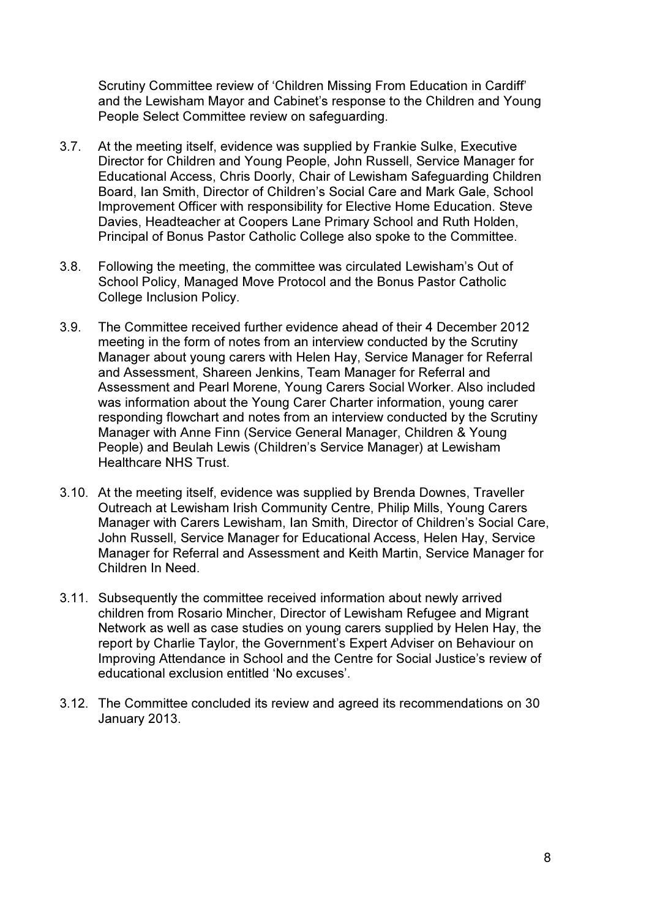Scrutiny Committee review of 'Children Missing From Education in Cardiff' and the Lewisham Mayor and Cabinet's response to the Children and Young People Select Committee review on safeguarding.

3.7. At the meeting itself, evidence was supplied by Frankie Sulke, Executive Director for Children and Young People, John Russell, Service Manager for Educational Access, Chris Doorly, Chair of Lewisham Safeguarding Children Board, Ian Smith, Director of Children's Social Care and Mark Gale, School Improvement Officer with responsibility for Elective Home Education. Steve Davies, Headteacher at Coopers Lane Primary School and Ruth Holden, Principal of Bonus Pastor Catholic College also spoke to the Committee.

3.8. Following the meeting, the committee was circulated Lewisham's Out of School Policy, Managed Move Protocol and the Bonus Pastor Catholic College Inclusion Policy.

3.9. The Committee received further evidence ahead of their 4 December 2012 meeting in the form of notes from an interview conducted by the Scrutiny Manager about young carers with Helen Hay, Service Manager for Referral and Assessment, Shareen Jenkins, Team Manager for Referral and Assessment and Pearl Morene, Young Carers Social Worker. Also included was information about the Young Carer Charter information, young carer responding flowchart and notes from an interview conducted by the Scrutiny Manager with Anne Finn (Service General Manager, Children & Young People) and Beulah Lewis (Children's Service Manager) at Lewisham Healthcare NHS Trust.

3.10. At the meeting itself, evidence was supplied by Brenda Downes, Traveller Outreach at Lewisham Irish Community Centre, Philip Mills, Young Carers Manager with Carers Lewisham, Ian Smith, Director of Children's Social Care, John Russell, Service Manager for Educational Access, Helen Hay, Service Manager for Referral and Assessment and Keith Martin, Service Manager for Children In Need.

3.11. Subsequently the committee received information about newly arrived children from Rosario Mincher, Director of Lewisham Refugee and Migrant Network as well as case studies on young carers supplied by Helen Hay, the report by Charlie Taylor, the Government's Expert Adviser on Behaviour on Improving Attendance in School and the Centre for Social Justice's review of educational exclusion entitled 'No excuses'.

3.12. The Committee concluded its review and agreed its recommendations on 30 January 2013.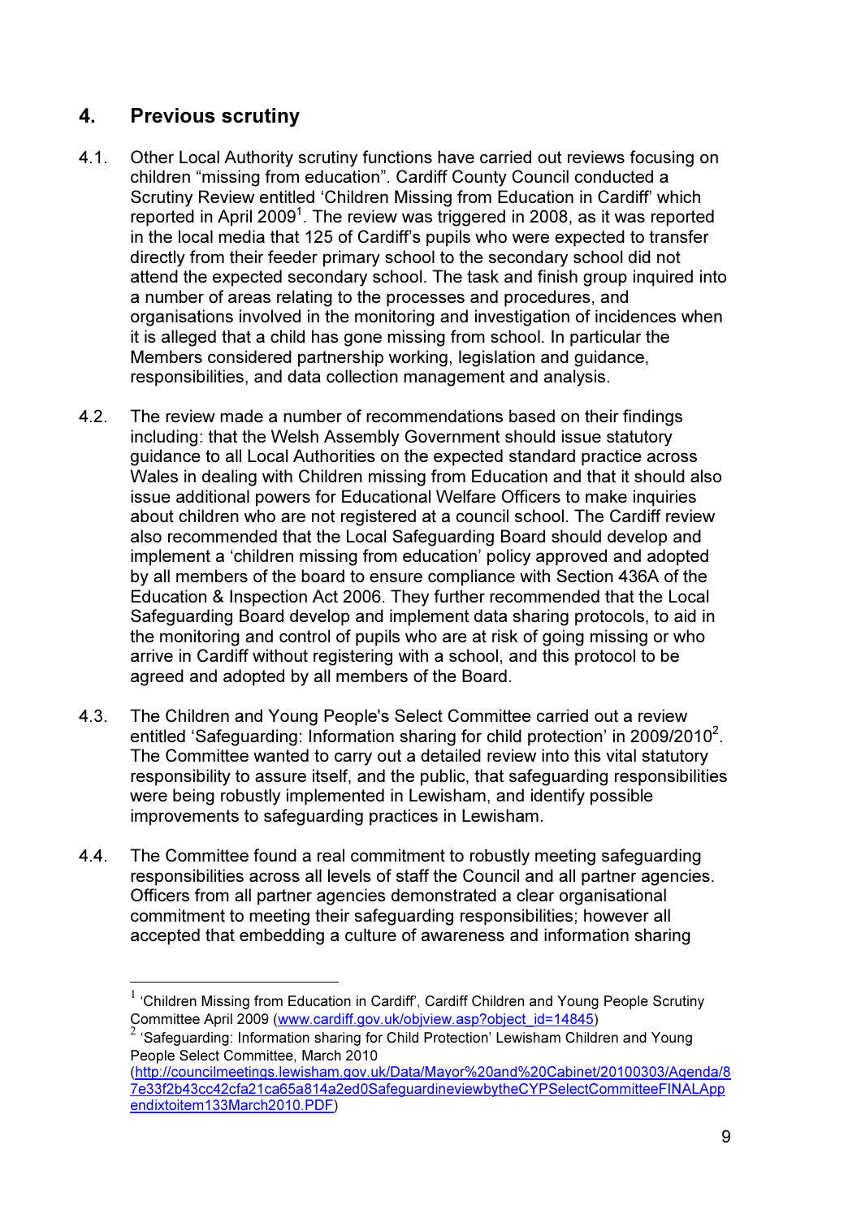## 4. Previous scrutiny

4.1. Other Local Authority scrutiny functions have carried out reviews focusing on children “missing from education”. Cardiff County Council conducted a Scrutiny Review entitled ‘Children Missing from Education in Cardiff’ which reported in April 2009[1]. The review was triggered in 2008, as it was reported in the local media that 125 of Cardiff’s pupils who were expected to transfer directly from their feeder primary school to the secondary school did not attend the expected secondary school. The task and finish group inquired into a number of areas relating to the processes and procedures, and organisations involved in the monitoring and investigation of incidences when it is alleged that a child has gone missing from school. In particular the Members considered partnership working, legislation and guidance, responsibilities, and data collection management and analysis.

4.2. The review made a number of recommendations based on their findings including: that the Welsh Assembly Government should issue statutory guidance to all Local Authorities on the expected standard practice across Wales in dealing with Children missing from Education and that it should also issue additional powers for Educational Welfare Officers to make inquiries about children who are not registered at a council school. The Cardiff review also recommended that the Local Safeguarding Board should develop and implement a ‘children missing from education’ policy approved and adopted by all members of the board to ensure compliance with Section 436A of the Education & Inspection Act 2006. They further recommended that the Local Safeguarding Board develop and implement data sharing protocols, to aid in the monitoring and control of pupils who are at risk of going missing or who arrive in Cardiff without registering with a school, and this protocol to be agreed and adopted by all members of the Board.

4.3. The Children and Young People's Select Committee carried out a review entitled ‘Safeguarding: Information sharing for child protection’ in 2009/2010[2]. The Committee wanted to carry out a detailed review into this vital statutory responsibility to assure itself, and the public, that safeguarding responsibilities were being robustly implemented in Lewisham, and identify possible improvements to safeguarding practices in Lewisham.

4.4. The Committee found a real commitment to robustly meeting safeguarding responsibilities across all levels of staff the Council and all partner agencies. Officers from all partner agencies demonstrated a clear organisational commitment to meeting their safeguarding responsibilities; however all accepted that embedding a culture of awareness and information sharing

---

[1] ‘Children Missing from Education in Cardiff’, Cardiff Children and Young People Scrutiny Committee April 2009 (www.cardiff.gov.uk/objview.asp?object_id=14845)

[2] ‘Safeguarding: Information sharing for Child Protection’ Lewisham Children and Young People Select Committee, March 2010 (http://councilmeetings.lewisham.gov.uk/Data/Mayor%20and%20Cabinet/20100303/Agenda/87e33f2b43cc42cfa21ca65a814a2ed0SafeguardineviewbytheCYPSelectCommitteeFINALAppendixtoitem133March2010.PDF)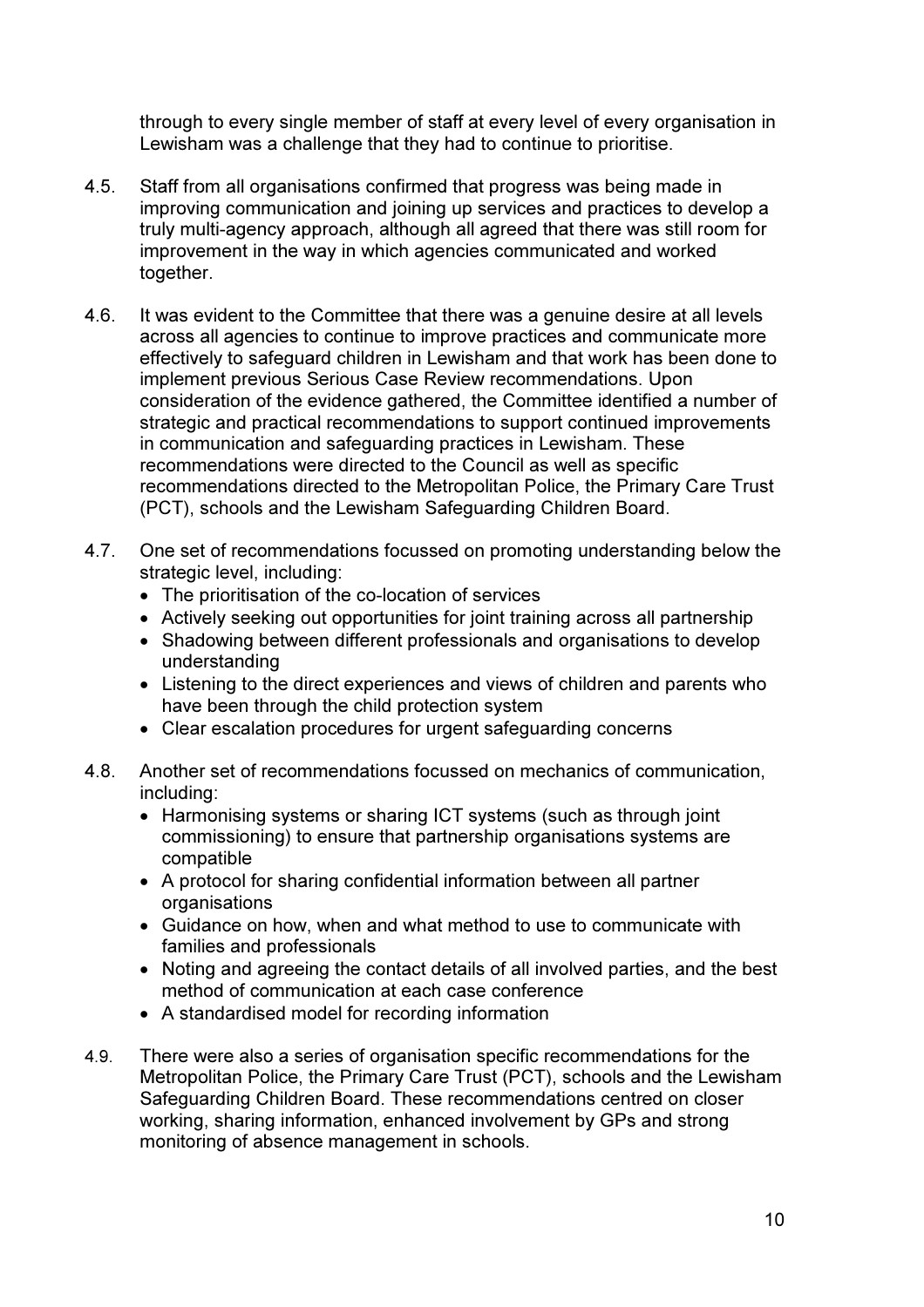through to every single member of staff at every level of every organisation in Lewisham was a challenge that they had to continue to prioritise.

4.5. Staff from all organisations confirmed that progress was being made in improving communication and joining up services and practices to develop a truly multi-agency approach, although all agreed that there was still room for improvement in the way in which agencies communicated and worked together.

4.6. It was evident to the Committee that there was a genuine desire at all levels across all agencies to continue to improve practices and communicate more effectively to safeguard children in Lewisham and that work has been done to implement previous Serious Case Review recommendations. Upon consideration of the evidence gathered, the Committee identified a number of strategic and practical recommendations to support continued improvements in communication and safeguarding practices in Lewisham. These recommendations were directed to the Council as well as specific recommendations directed to the Metropolitan Police, the Primary Care Trust (PCT), schools and the Lewisham Safeguarding Children Board.

4.7. One set of recommendations focussed on promoting understanding below the strategic level, including:

- The prioritisation of the co-location of services
- Actively seeking out opportunities for joint training across all partnership
- Shadowing between different professionals and organisations to develop understanding
- Listening to the direct experiences and views of children and parents who have been through the child protection system
- Clear escalation procedures for urgent safeguarding concerns

4.8. Another set of recommendations focussed on mechanics of communication, including:

- Harmonising systems or sharing ICT systems (such as through joint commissioning) to ensure that partnership organisations systems are compatible
- A protocol for sharing confidential information between all partner organisations
- Guidance on how, when and what method to use to communicate with families and professionals
- Noting and agreeing the contact details of all involved parties, and the best method of communication at each case conference
- A standardised model for recording information

4.9. There were also a series of organisation specific recommendations for the Metropolitan Police, the Primary Care Trust (PCT), schools and the Lewisham Safeguarding Children Board. These recommendations centred on closer working, sharing information, enhanced involvement by GPs and strong monitoring of absence management in schools.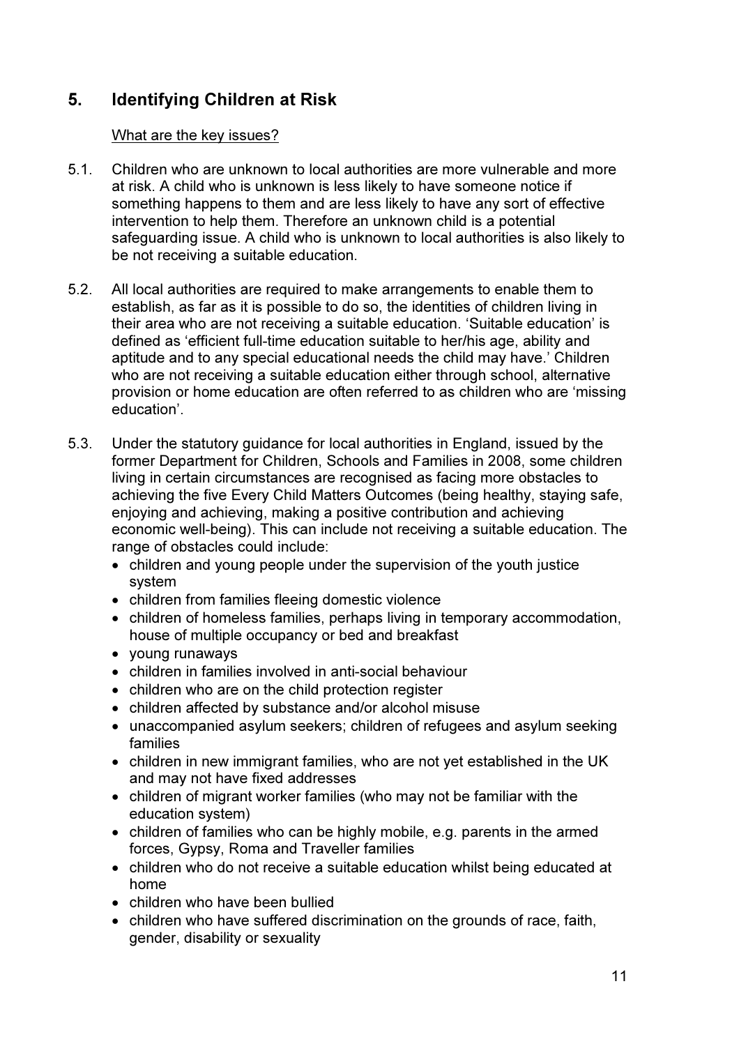## 5. Identifying Children at Risk

What are the key issues?

5.1. Children who are unknown to local authorities are more vulnerable and more at risk. A child who is unknown is less likely to have someone notice if something happens to them and are less likely to have any sort of effective intervention to help them. Therefore an unknown child is a potential safeguarding issue. A child who is unknown to local authorities is also likely to be not receiving a suitable education.

5.2. All local authorities are required to make arrangements to enable them to establish, as far as it is possible to do so, the identities of children living in their area who are not receiving a suitable education. 'Suitable education' is defined as 'efficient full-time education suitable to her/his age, ability and aptitude and to any special educational needs the child may have.' Children who are not receiving a suitable education either through school, alternative provision or home education are often referred to as children who are 'missing education'.

5.3. Under the statutory guidance for local authorities in England, issued by the former Department for Children, Schools and Families in 2008, some children living in certain circumstances are recognised as facing more obstacles to achieving the five Every Child Matters Outcomes (being healthy, staying safe, enjoying and achieving, making a positive contribution and achieving economic well-being). This can include not receiving a suitable education. The range of obstacles could include:

- children and young people under the supervision of the youth justice system
- children from families fleeing domestic violence
- children of homeless families, perhaps living in temporary accommodation, house of multiple occupancy or bed and breakfast
- young runaways
- children in families involved in anti-social behaviour
- children who are on the child protection register
- children affected by substance and/or alcohol misuse
- unaccompanied asylum seekers; children of refugees and asylum seeking families
- children in new immigrant families, who are not yet established in the UK and may not have fixed addresses
- children of migrant worker families (who may not be familiar with the education system)
- children of families who can be highly mobile, e.g. parents in the armed forces, Gypsy, Roma and Traveller families
- children who do not receive a suitable education whilst being educated at home
- children who have been bullied
- children who have suffered discrimination on the grounds of race, faith, gender, disability or sexuality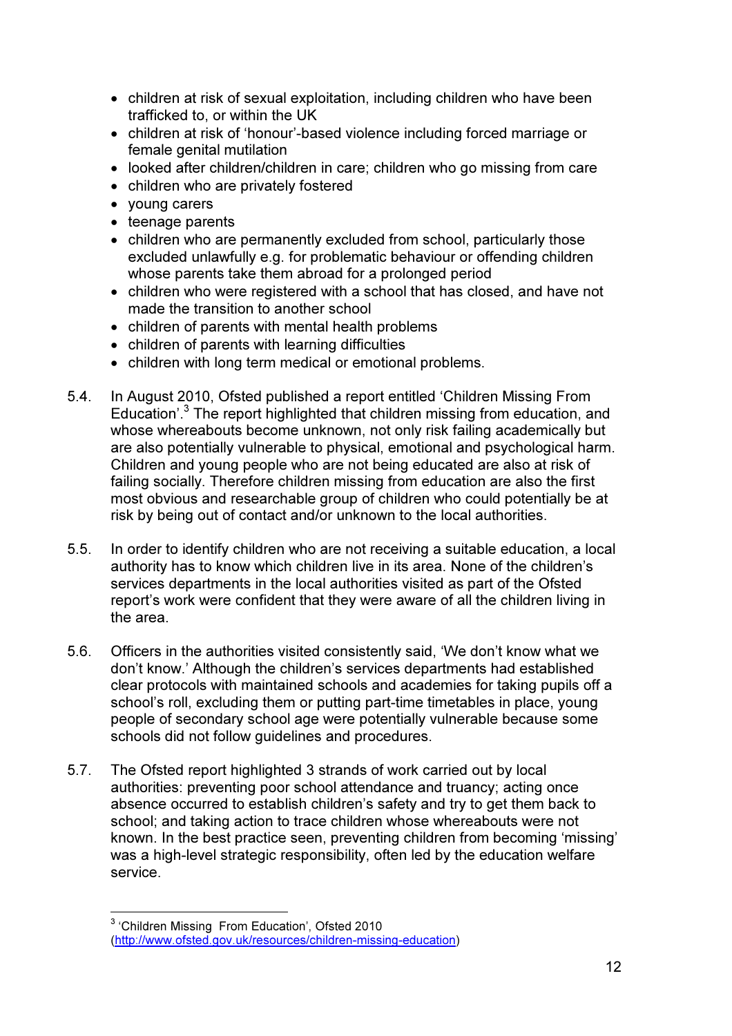- children at risk of sexual exploitation, including children who have been trafficked to, or within the UK
- children at risk of 'honour'-based violence including forced marriage or female genital mutilation
- looked after children/children in care; children who go missing from care
- children who are privately fostered
- young carers
- teenage parents
- children who are permanently excluded from school, particularly those excluded unlawfully e.g. for problematic behaviour or offending children whose parents take them abroad for a prolonged period
- children who were registered with a school that has closed, and have not made the transition to another school
- children of parents with mental health problems
- children of parents with learning difficulties
- children with long term medical or emotional problems.

5.4. In August 2010, Ofsted published a report entitled 'Children Missing From Education'.[3] The report highlighted that children missing from education, and whose whereabouts become unknown, not only risk failing academically but are also potentially vulnerable to physical, emotional and psychological harm. Children and young people who are not being educated are also at risk of failing socially. Therefore children missing from education are also the first most obvious and researchable group of children who could potentially be at risk by being out of contact and/or unknown to the local authorities.

5.5. In order to identify children who are not receiving a suitable education, a local authority has to know which children live in its area. None of the children's services departments in the local authorities visited as part of the Ofsted report's work were confident that they were aware of all the children living in the area.

5.6. Officers in the authorities visited consistently said, 'We don't know what we don't know.' Although the children's services departments had established clear protocols with maintained schools and academies for taking pupils off a school's roll, excluding them or putting part-time timetables in place, young people of secondary school age were potentially vulnerable because some schools did not follow guidelines and procedures.

5.7. The Ofsted report highlighted 3 strands of work carried out by local authorities: preventing poor school attendance and truancy; acting once absence occurred to establish children's safety and try to get them back to school; and taking action to trace children whose whereabouts were not known. In the best practice seen, preventing children from becoming 'missing' was a high-level strategic responsibility, often led by the education welfare service.

[3] 'Children Missing From Education', Ofsted 2010 (http://www.ofsted.gov.uk/resources/children-missing-education)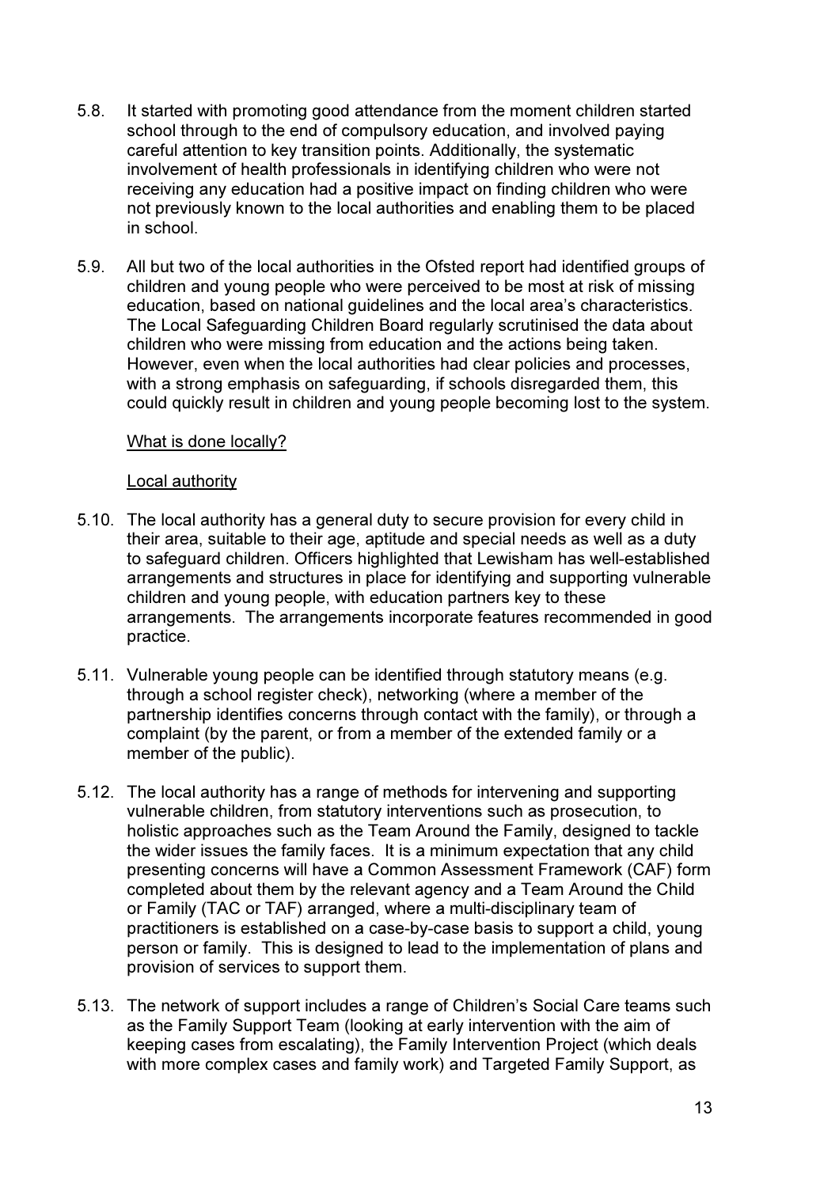5.8. It started with promoting good attendance from the moment children started school through to the end of compulsory education, and involved paying careful attention to key transition points. Additionally, the systematic involvement of health professionals in identifying children who were not receiving any education had a positive impact on finding children who were not previously known to the local authorities and enabling them to be placed in school.

5.9. All but two of the local authorities in the Ofsted report had identified groups of children and young people who were perceived to be most at risk of missing education, based on national guidelines and the local area's characteristics. The Local Safeguarding Children Board regularly scrutinised the data about children who were missing from education and the actions being taken. However, even when the local authorities had clear policies and processes, with a strong emphasis on safeguarding, if schools disregarded them, this could quickly result in children and young people becoming lost to the system.

<u>What is done locally?</u>

<u>Local authority</u>

5.10. The local authority has a general duty to secure provision for every child in their area, suitable to their age, aptitude and special needs as well as a duty to safeguard children. Officers highlighted that Lewisham has well-established arrangements and structures in place for identifying and supporting vulnerable children and young people, with education partners key to these arrangements. The arrangements incorporate features recommended in good practice.

5.11. Vulnerable young people can be identified through statutory means (e.g. through a school register check), networking (where a member of the partnership identifies concerns through contact with the family), or through a complaint (by the parent, or from a member of the extended family or a member of the public).

5.12. The local authority has a range of methods for intervening and supporting vulnerable children, from statutory interventions such as prosecution, to holistic approaches such as the Team Around the Family, designed to tackle the wider issues the family faces. It is a minimum expectation that any child presenting concerns will have a Common Assessment Framework (CAF) form completed about them by the relevant agency and a Team Around the Child or Family (TAC or TAF) arranged, where a multi-disciplinary team of practitioners is established on a case-by-case basis to support a child, young person or family. This is designed to lead to the implementation of plans and provision of services to support them.

5.13. The network of support includes a range of Children's Social Care teams such as the Family Support Team (looking at early intervention with the aim of keeping cases from escalating), the Family Intervention Project (which deals with more complex cases and family work) and Targeted Family Support, as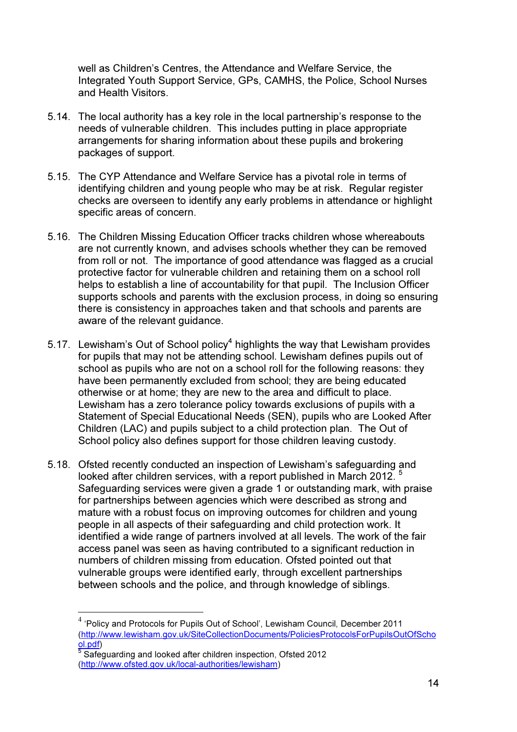well as Children's Centres, the Attendance and Welfare Service, the Integrated Youth Support Service, GPs, CAMHS, the Police, School Nurses and Health Visitors.

5.14. The local authority has a key role in the local partnership's response to the needs of vulnerable children. This includes putting in place appropriate arrangements for sharing information about these pupils and brokering packages of support.

5.15. The CYP Attendance and Welfare Service has a pivotal role in terms of identifying children and young people who may be at risk. Regular register checks are overseen to identify any early problems in attendance or highlight specific areas of concern.

5.16. The Children Missing Education Officer tracks children whose whereabouts are not currently known, and advises schools whether they can be removed from roll or not. The importance of good attendance was flagged as a crucial protective factor for vulnerable children and retaining them on a school roll helps to establish a line of accountability for that pupil. The Inclusion Officer supports schools and parents with the exclusion process, in doing so ensuring there is consistency in approaches taken and that schools and parents are aware of the relevant guidance.

5.17. Lewisham's Out of School policy[4] highlights the way that Lewisham provides for pupils that may not be attending school. Lewisham defines pupils out of school as pupils who are not on a school roll for the following reasons: they have been permanently excluded from school; they are being educated otherwise or at home; they are new to the area and difficult to place. Lewisham has a zero tolerance policy towards exclusions of pupils with a Statement of Special Educational Needs (SEN), pupils who are Looked After Children (LAC) and pupils subject to a child protection plan. The Out of School policy also defines support for those children leaving custody.

5.18. Ofsted recently conducted an inspection of Lewisham's safeguarding and looked after children services, with a report published in March 2012. [5] Safeguarding services were given a grade 1 or outstanding mark, with praise for partnerships between agencies which were described as strong and mature with a robust focus on improving outcomes for children and young people in all aspects of their safeguarding and child protection work. It identified a wide range of partners involved at all levels. The work of the fair access panel was seen as having contributed to a significant reduction in numbers of children missing from education. Ofsted pointed out that vulnerable groups were identified early, through excellent partnerships between schools and the police, and through knowledge of siblings.

---

[4] 'Policy and Protocols for Pupils Out of School', Lewisham Council, December 2011 (http://www.lewisham.gov.uk/SiteCollectionDocuments/PoliciesProtocolsForPupilsOutOfSchool.pdf)

[5] Safeguarding and looked after children inspection, Ofsted 2012 (http://www.ofsted.gov.uk/local-authorities/lewisham)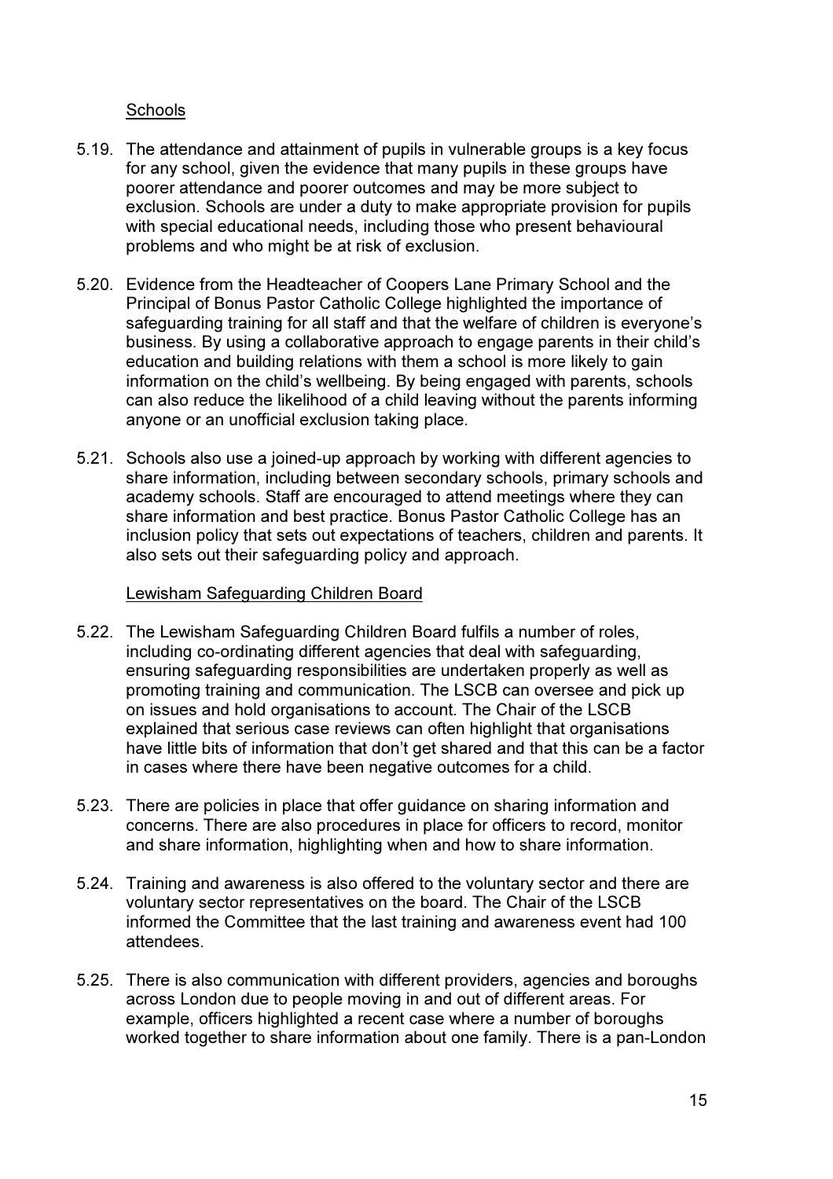### Schools

5.19. The attendance and attainment of pupils in vulnerable groups is a key focus for any school, given the evidence that many pupils in these groups have poorer attendance and poorer outcomes and may be more subject to exclusion. Schools are under a duty to make appropriate provision for pupils with special educational needs, including those who present behavioural problems and who might be at risk of exclusion.

5.20. Evidence from the Headteacher of Coopers Lane Primary School and the Principal of Bonus Pastor Catholic College highlighted the importance of safeguarding training for all staff and that the welfare of children is everyone's business. By using a collaborative approach to engage parents in their child's education and building relations with them a school is more likely to gain information on the child's wellbeing. By being engaged with parents, schools can also reduce the likelihood of a child leaving without the parents informing anyone or an unofficial exclusion taking place.

5.21. Schools also use a joined-up approach by working with different agencies to share information, including between secondary schools, primary schools and academy schools. Staff are encouraged to attend meetings where they can share information and best practice. Bonus Pastor Catholic College has an inclusion policy that sets out expectations of teachers, children and parents. It also sets out their safeguarding policy and approach.

### Lewisham Safeguarding Children Board

5.22. The Lewisham Safeguarding Children Board fulfils a number of roles, including co-ordinating different agencies that deal with safeguarding, ensuring safeguarding responsibilities are undertaken properly as well as promoting training and communication. The LSCB can oversee and pick up on issues and hold organisations to account. The Chair of the LSCB explained that serious case reviews can often highlight that organisations have little bits of information that don't get shared and that this can be a factor in cases where there have been negative outcomes for a child.

5.23. There are policies in place that offer guidance on sharing information and concerns. There are also procedures in place for officers to record, monitor and share information, highlighting when and how to share information.

5.24. Training and awareness is also offered to the voluntary sector and there are voluntary sector representatives on the board. The Chair of the LSCB informed the Committee that the last training and awareness event had 100 attendees.

5.25. There is also communication with different providers, agencies and boroughs across London due to people moving in and out of different areas. For example, officers highlighted a recent case where a number of boroughs worked together to share information about one family. There is a pan-London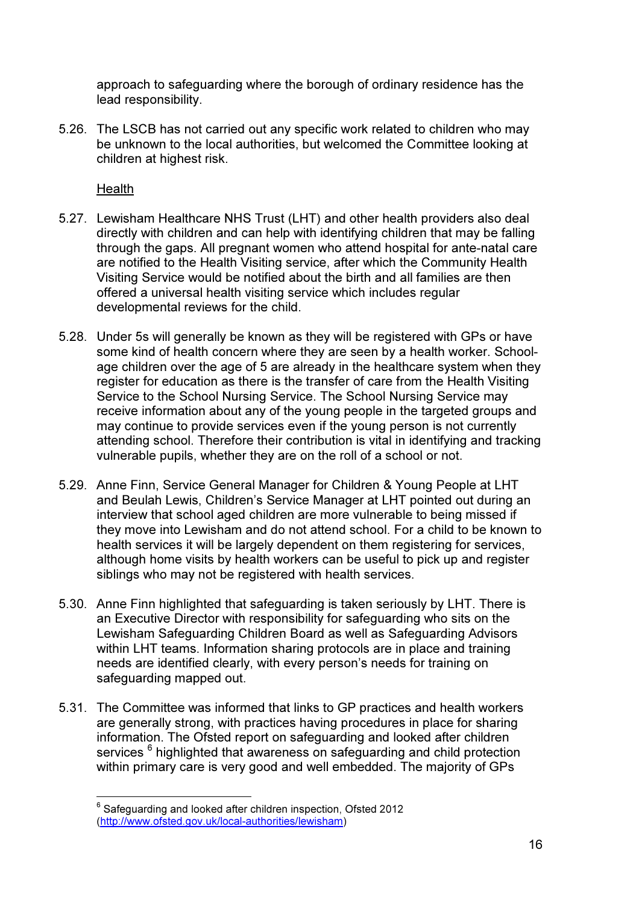approach to safeguarding where the borough of ordinary residence has the lead responsibility.

5.26. The LSCB has not carried out any specific work related to children who may be unknown to the local authorities, but welcomed the Committee looking at children at highest risk.

Health

5.27. Lewisham Healthcare NHS Trust (LHT) and other health providers also deal directly with children and can help with identifying children that may be falling through the gaps. All pregnant women who attend hospital for ante-natal care are notified to the Health Visiting service, after which the Community Health Visiting Service would be notified about the birth and all families are then offered a universal health visiting service which includes regular developmental reviews for the child.

5.28. Under 5s will generally be known as they will be registered with GPs or have some kind of health concern where they are seen by a health worker. School-age children over the age of 5 are already in the healthcare system when they register for education as there is the transfer of care from the Health Visiting Service to the School Nursing Service. The School Nursing Service may receive information about any of the young people in the targeted groups and may continue to provide services even if the young person is not currently attending school. Therefore their contribution is vital in identifying and tracking vulnerable pupils, whether they are on the roll of a school or not.

5.29. Anne Finn, Service General Manager for Children & Young People at LHT and Beulah Lewis, Children's Service Manager at LHT pointed out during an interview that school aged children are more vulnerable to being missed if they move into Lewisham and do not attend school. For a child to be known to health services it will be largely dependent on them registering for services, although home visits by health workers can be useful to pick up and register siblings who may not be registered with health services.

5.30. Anne Finn highlighted that safeguarding is taken seriously by LHT. There is an Executive Director with responsibility for safeguarding who sits on the Lewisham Safeguarding Children Board as well as Safeguarding Advisors within LHT teams. Information sharing protocols are in place and training needs are identified clearly, with every person's needs for training on safeguarding mapped out.

5.31. The Committee was informed that links to GP practices and health workers are generally strong, with practices having procedures in place for sharing information. The Ofsted report on safeguarding and looked after children services [6] highlighted that awareness on safeguarding and child protection within primary care is very good and well embedded. The majority of GPs

[6] Safeguarding and looked after children inspection, Ofsted 2012 (http://www.ofsted.gov.uk/local-authorities/lewisham)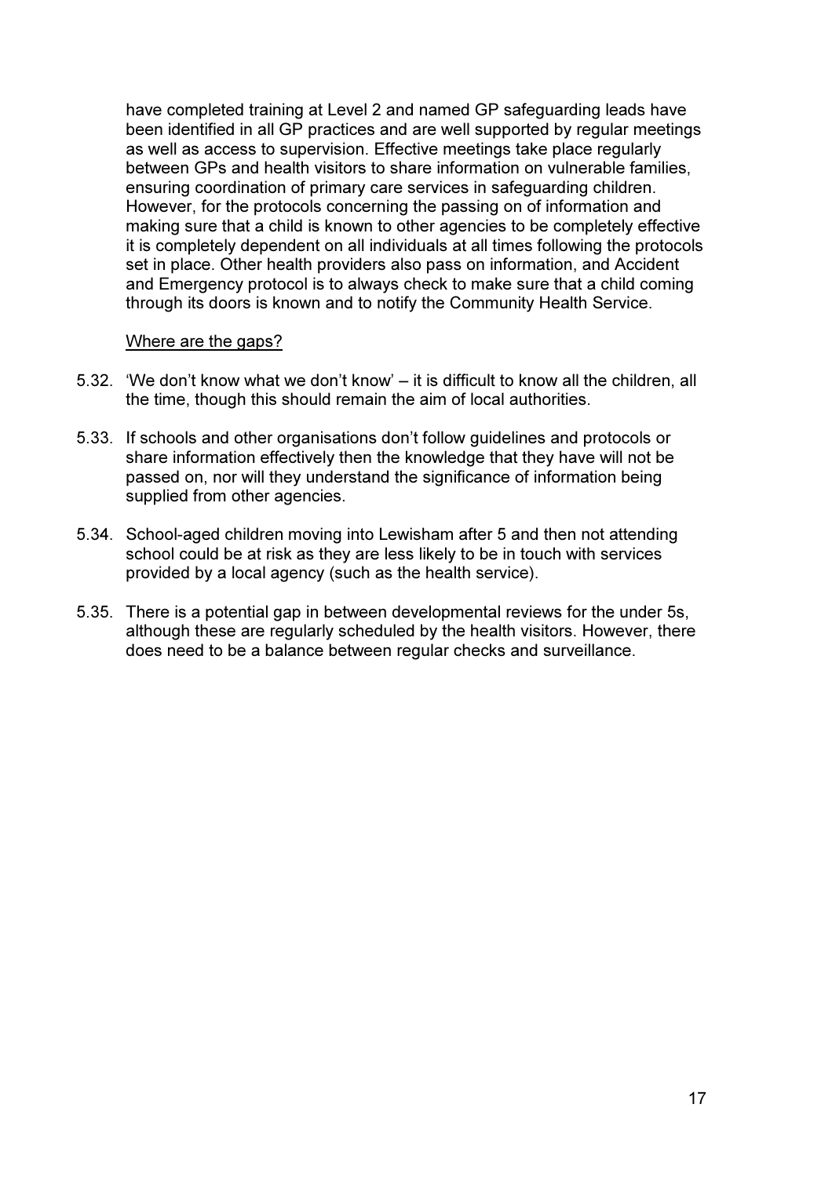have completed training at Level 2 and named GP safeguarding leads have been identified in all GP practices and are well supported by regular meetings as well as access to supervision. Effective meetings take place regularly between GPs and health visitors to share information on vulnerable families, ensuring coordination of primary care services in safeguarding children. However, for the protocols concerning the passing on of information and making sure that a child is known to other agencies to be completely effective it is completely dependent on all individuals at all times following the protocols set in place. Other health providers also pass on information, and Accident and Emergency protocol is to always check to make sure that a child coming through its doors is known and to notify the Community Health Service.

<u>Where are the gaps?</u>

5.32. 'We don't know what we don't know' – it is difficult to know all the children, all the time, though this should remain the aim of local authorities.

5.33. If schools and other organisations don't follow guidelines and protocols or share information effectively then the knowledge that they have will not be passed on, nor will they understand the significance of information being supplied from other agencies.

5.34. School-aged children moving into Lewisham after 5 and then not attending school could be at risk as they are less likely to be in touch with services provided by a local agency (such as the health service).

5.35. There is a potential gap in between developmental reviews for the under 5s, although these are regularly scheduled by the health visitors. However, there does need to be a balance between regular checks and surveillance.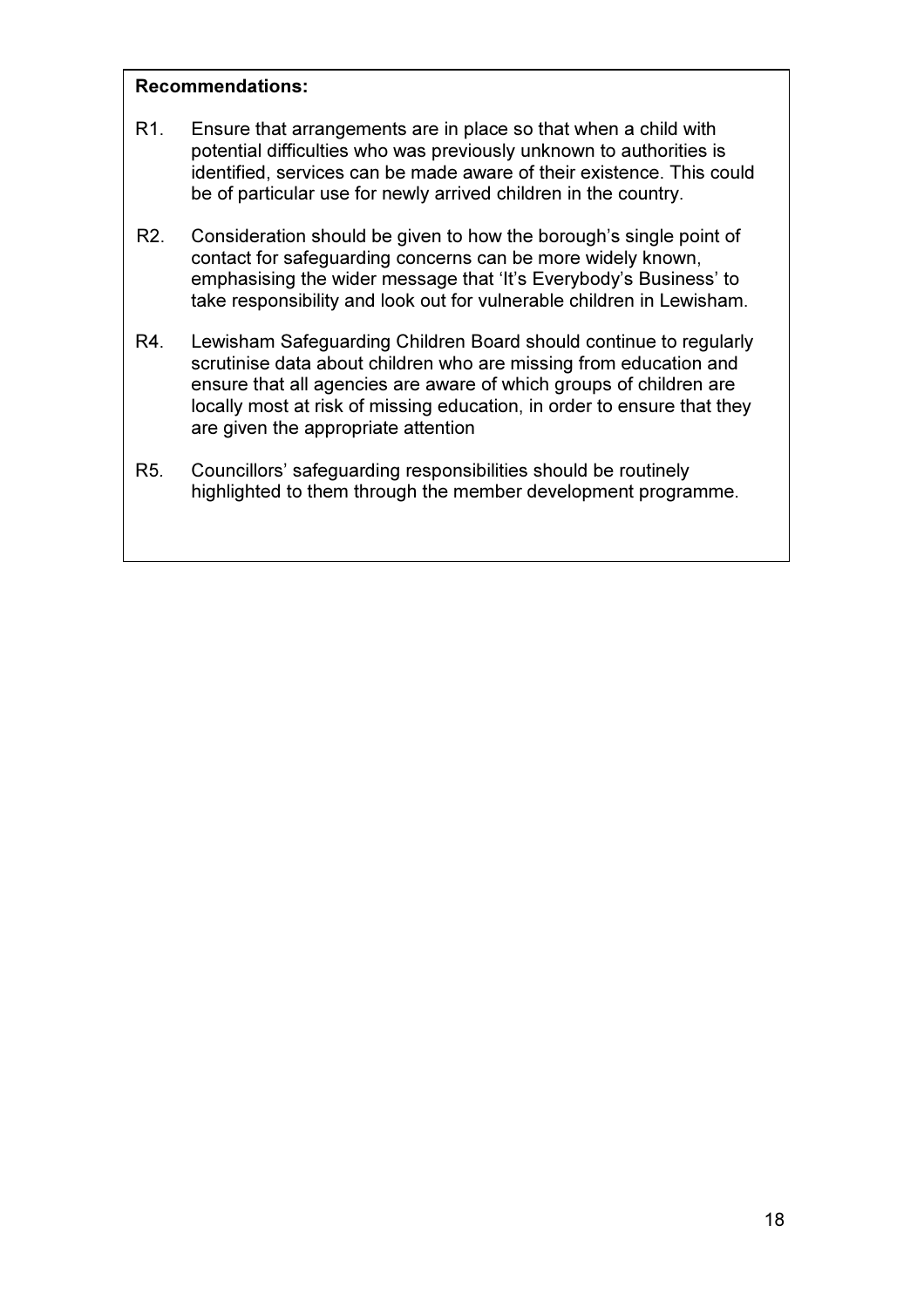**Recommendations:**

R1. Ensure that arrangements are in place so that when a child with potential difficulties who was previously unknown to authorities is identified, services can be made aware of their existence. This could be of particular use for newly arrived children in the country.

R2. Consideration should be given to how the borough's single point of contact for safeguarding concerns can be more widely known, emphasising the wider message that 'It's Everybody's Business' to take responsibility and look out for vulnerable children in Lewisham.

R4. Lewisham Safeguarding Children Board should continue to regularly scrutinise data about children who are missing from education and ensure that all agencies are aware of which groups of children are locally most at risk of missing education, in order to ensure that they are given the appropriate attention

R5. Councillors' safeguarding responsibilities should be routinely highlighted to them through the member development programme.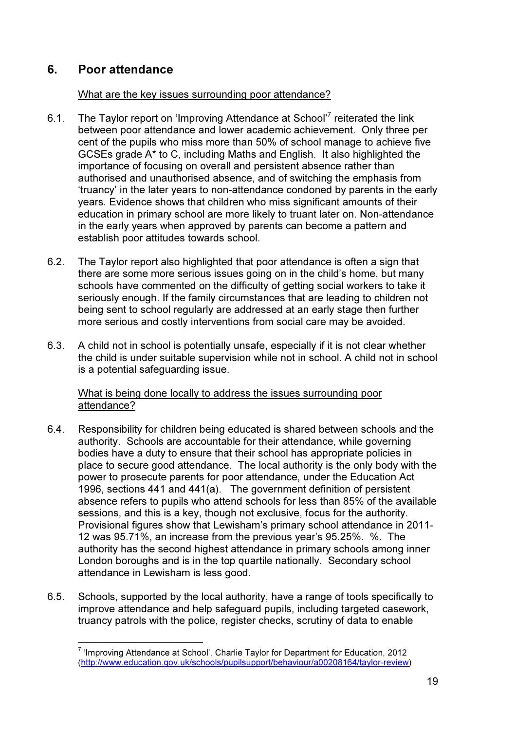## 6. Poor attendance

What are the key issues surrounding poor attendance?

6.1. The Taylor report on 'Improving Attendance at School'[7] reiterated the link between poor attendance and lower academic achievement. Only three per cent of the pupils who miss more than 50% of school manage to achieve five GCSEs grade A* to C, including Maths and English. It also highlighted the importance of focusing on overall and persistent absence rather than authorised and unauthorised absence, and of switching the emphasis from 'truancy' in the later years to non-attendance condoned by parents in the early years. Evidence shows that children who miss significant amounts of their education in primary school are more likely to truant later on. Non-attendance in the early years when approved by parents can become a pattern and establish poor attitudes towards school.

6.2. The Taylor report also highlighted that poor attendance is often a sign that there are some more serious issues going on in the child's home, but many schools have commented on the difficulty of getting social workers to take it seriously enough. If the family circumstances that are leading to children not being sent to school regularly are addressed at an early stage then further more serious and costly interventions from social care may be avoided.

6.3. A child not in school is potentially unsafe, especially if it is not clear whether the child is under suitable supervision while not in school. A child not in school is a potential safeguarding issue.

What is being done locally to address the issues surrounding poor attendance?

6.4. Responsibility for children being educated is shared between schools and the authority. Schools are accountable for their attendance, while governing bodies have a duty to ensure that their school has appropriate policies in place to secure good attendance. The local authority is the only body with the power to prosecute parents for poor attendance, under the Education Act 1996, sections 441 and 441(a). The government definition of persistent absence refers to pupils who attend schools for less than 85% of the available sessions, and this is a key, though not exclusive, focus for the authority. Provisional figures show that Lewisham's primary school attendance in 2011-12 was 95.71%, an increase from the previous year's 95.25%. %. The authority has the second highest attendance in primary schools among inner London boroughs and is in the top quartile nationally. Secondary school attendance in Lewisham is less good.

6.5. Schools, supported by the local authority, have a range of tools specifically to improve attendance and help safeguard pupils, including targeted casework, truancy patrols with the police, register checks, scrutiny of data to enable

---

[7] 'Improving Attendance at School', Charlie Taylor for Department for Education, 2012 (http://www.education.gov.uk/schools/pupilsupport/behaviour/a00208164/taylor-review)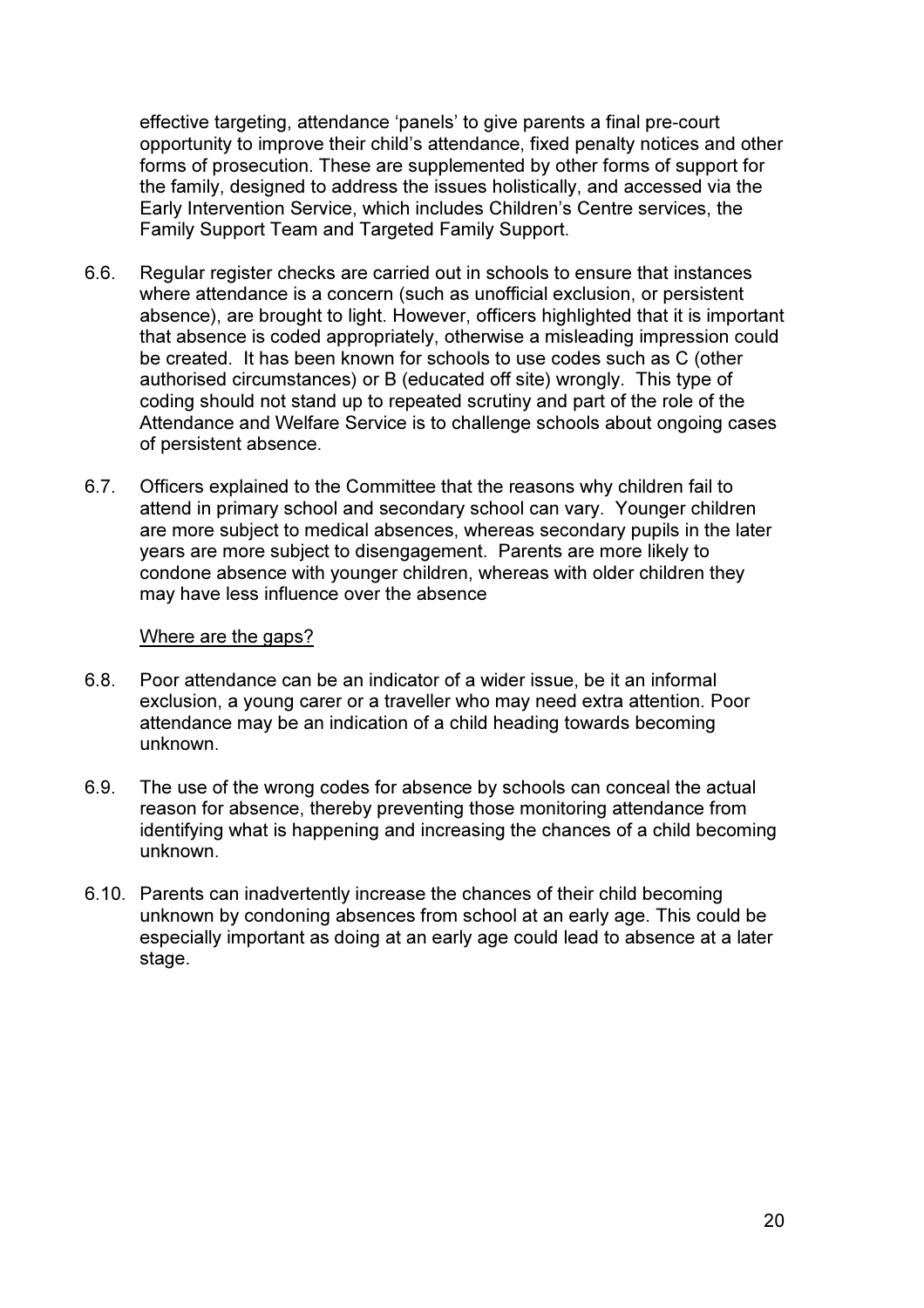effective targeting, attendance 'panels' to give parents a final pre-court opportunity to improve their child's attendance, fixed penalty notices and other forms of prosecution. These are supplemented by other forms of support for the family, designed to address the issues holistically, and accessed via the Early Intervention Service, which includes Children's Centre services, the Family Support Team and Targeted Family Support.

6.6. Regular register checks are carried out in schools to ensure that instances where attendance is a concern (such as unofficial exclusion, or persistent absence), are brought to light. However, officers highlighted that it is important that absence is coded appropriately, otherwise a misleading impression could be created. It has been known for schools to use codes such as C (other authorised circumstances) or B (educated off site) wrongly. This type of coding should not stand up to repeated scrutiny and part of the role of the Attendance and Welfare Service is to challenge schools about ongoing cases of persistent absence.

6.7. Officers explained to the Committee that the reasons why children fail to attend in primary school and secondary school can vary. Younger children are more subject to medical absences, whereas secondary pupils in the later years are more subject to disengagement. Parents are more likely to condone absence with younger children, whereas with older children they may have less influence over the absence

<u>Where are the gaps?</u>

6.8. Poor attendance can be an indicator of a wider issue, be it an informal exclusion, a young carer or a traveller who may need extra attention. Poor attendance may be an indication of a child heading towards becoming unknown.

6.9. The use of the wrong codes for absence by schools can conceal the actual reason for absence, thereby preventing those monitoring attendance from identifying what is happening and increasing the chances of a child becoming unknown.

6.10. Parents can inadvertently increase the chances of their child becoming unknown by condoning absences from school at an early age. This could be especially important as doing at an early age could lead to absence at a later stage.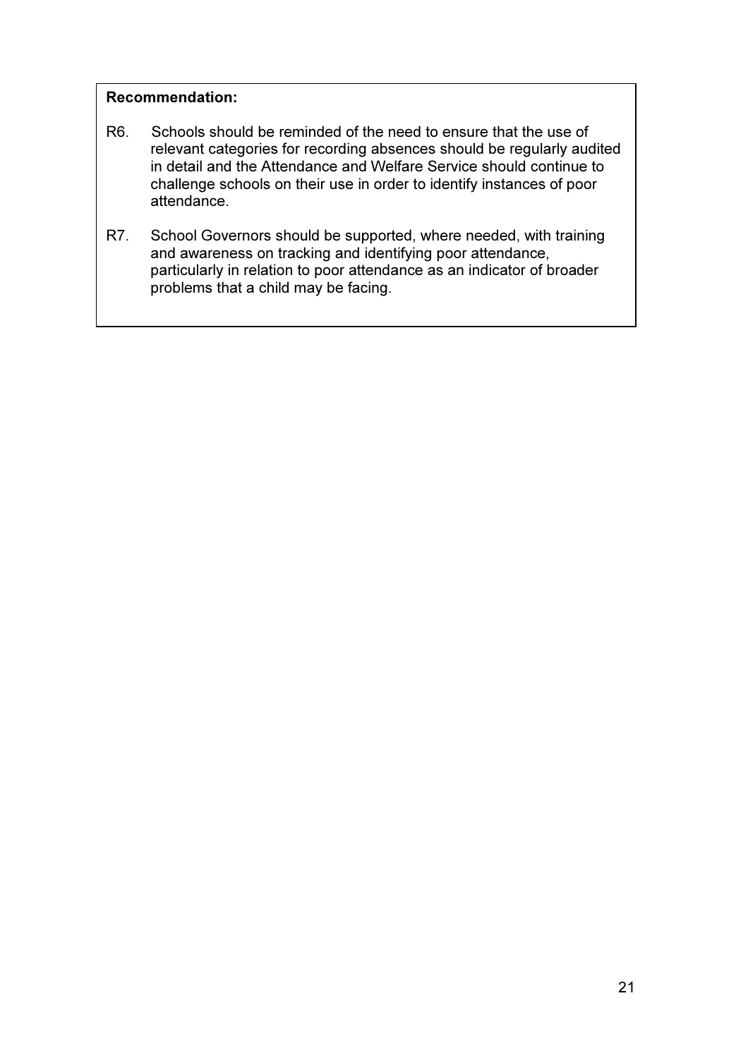**Recommendation:**

R6. Schools should be reminded of the need to ensure that the use of relevant categories for recording absences should be regularly audited in detail and the Attendance and Welfare Service should continue to challenge schools on their use in order to identify instances of poor attendance.

R7. School Governors should be supported, where needed, with training and awareness on tracking and identifying poor attendance, particularly in relation to poor attendance as an indicator of broader problems that a child may be facing.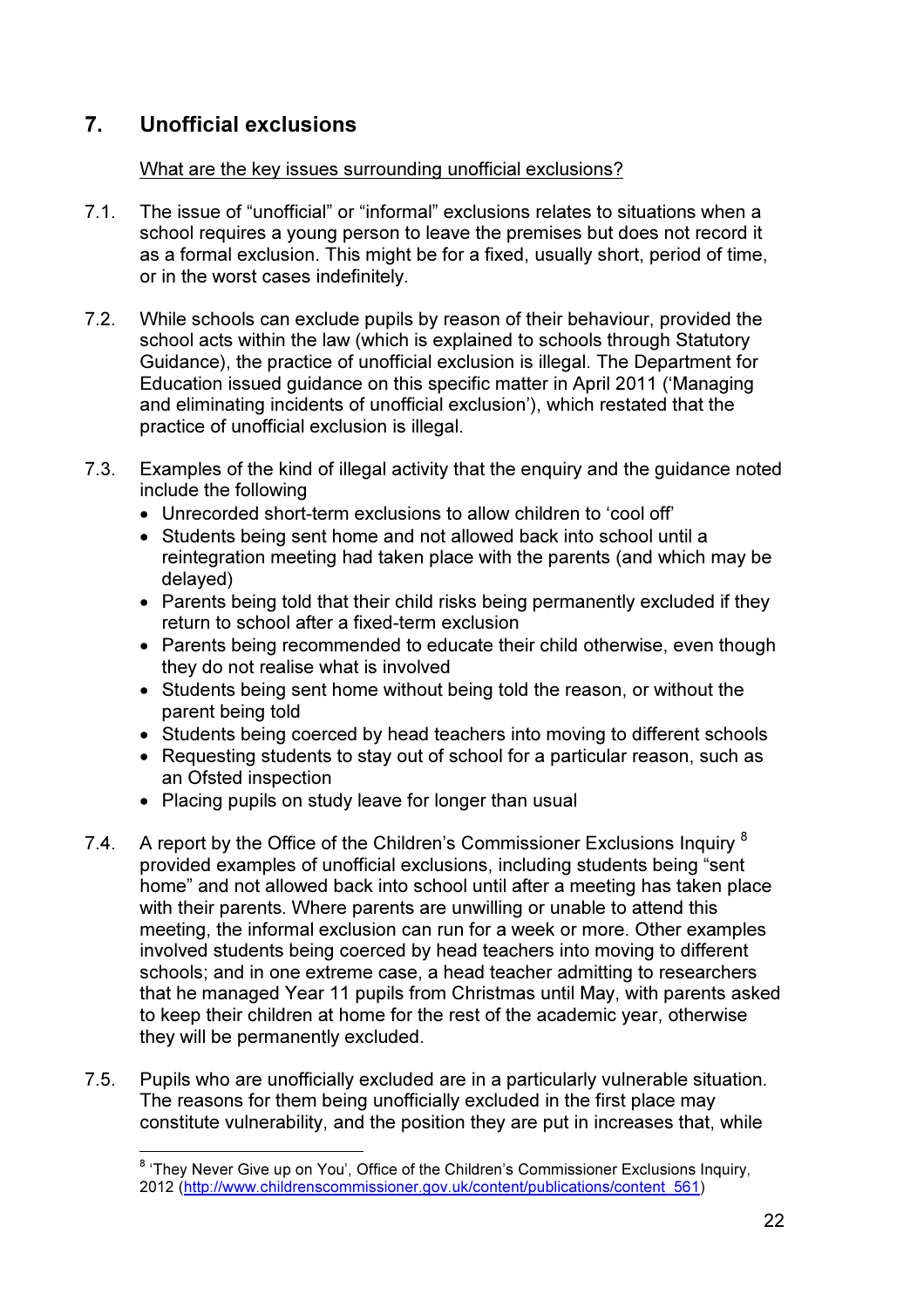## 7. Unofficial exclusions

What are the key issues surrounding unofficial exclusions?

7.1. The issue of “unofficial” or “informal” exclusions relates to situations when a school requires a young person to leave the premises but does not record it as a formal exclusion. This might be for a fixed, usually short, period of time, or in the worst cases indefinitely.

7.2. While schools can exclude pupils by reason of their behaviour, provided the school acts within the law (which is explained to schools through Statutory Guidance), the practice of unofficial exclusion is illegal. The Department for Education issued guidance on this specific matter in April 2011 (‘Managing and eliminating incidents of unofficial exclusion’), which restated that the practice of unofficial exclusion is illegal.

7.3. Examples of the kind of illegal activity that the enquiry and the guidance noted include the following

- Unrecorded short-term exclusions to allow children to ‘cool off’
- Students being sent home and not allowed back into school until a reintegration meeting had taken place with the parents (and which may be delayed)
- Parents being told that their child risks being permanently excluded if they return to school after a fixed-term exclusion
- Parents being recommended to educate their child otherwise, even though they do not realise what is involved
- Students being sent home without being told the reason, or without the parent being told
- Students being coerced by head teachers into moving to different schools
- Requesting students to stay out of school for a particular reason, such as an Ofsted inspection
- Placing pupils on study leave for longer than usual

7.4. A report by the Office of the Children’s Commissioner Exclusions Inquiry [8] provided examples of unofficial exclusions, including students being “sent home” and not allowed back into school until after a meeting has taken place with their parents. Where parents are unwilling or unable to attend this meeting, the informal exclusion can run for a week or more. Other examples involved students being coerced by head teachers into moving to different schools; and in one extreme case, a head teacher admitting to researchers that he managed Year 11 pupils from Christmas until May, with parents asked to keep their children at home for the rest of the academic year, otherwise they will be permanently excluded.

7.5. Pupils who are unofficially excluded are in a particularly vulnerable situation. The reasons for them being unofficially excluded in the first place may constitute vulnerability, and the position they are put in increases that, while

[8] ‘They Never Give up on You’, Office of the Children’s Commissioner Exclusions Inquiry, 2012 (http://www.childrenscommissioner.gov.uk/content/publications/content_561)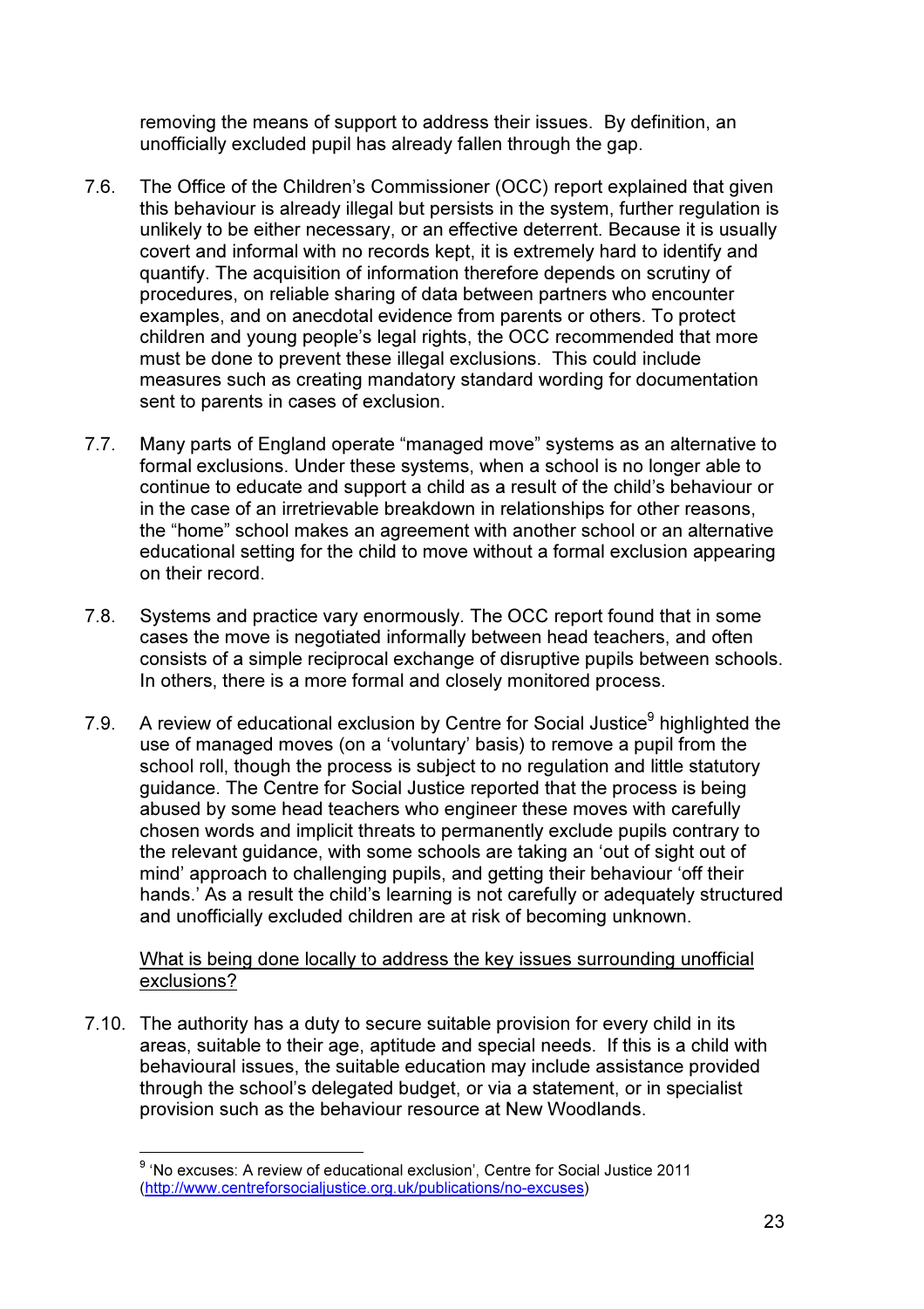removing the means of support to address their issues. By definition, an unofficially excluded pupil has already fallen through the gap.

7.6. The Office of the Children's Commissioner (OCC) report explained that given this behaviour is already illegal but persists in the system, further regulation is unlikely to be either necessary, or an effective deterrent. Because it is usually covert and informal with no records kept, it is extremely hard to identify and quantify. The acquisition of information therefore depends on scrutiny of procedures, on reliable sharing of data between partners who encounter examples, and on anecdotal evidence from parents or others. To protect children and young people's legal rights, the OCC recommended that more must be done to prevent these illegal exclusions. This could include measures such as creating mandatory standard wording for documentation sent to parents in cases of exclusion.

7.7. Many parts of England operate "managed move" systems as an alternative to formal exclusions. Under these systems, when a school is no longer able to continue to educate and support a child as a result of the child's behaviour or in the case of an irretrievable breakdown in relationships for other reasons, the "home" school makes an agreement with another school or an alternative educational setting for the child to move without a formal exclusion appearing on their record.

7.8. Systems and practice vary enormously. The OCC report found that in some cases the move is negotiated informally between head teachers, and often consists of a simple reciprocal exchange of disruptive pupils between schools. In others, there is a more formal and closely monitored process.

7.9. A review of educational exclusion by Centre for Social Justice[9] highlighted the use of managed moves (on a 'voluntary' basis) to remove a pupil from the school roll, though the process is subject to no regulation and little statutory guidance. The Centre for Social Justice reported that the process is being abused by some head teachers who engineer these moves with carefully chosen words and implicit threats to permanently exclude pupils contrary to the relevant guidance, with some schools are taking an 'out of sight out of mind' approach to challenging pupils, and getting their behaviour 'off their hands.' As a result the child's learning is not carefully or adequately structured and unofficially excluded children are at risk of becoming unknown.

<u>What is being done locally to address the key issues surrounding unofficial exclusions?</u>

7.10. The authority has a duty to secure suitable provision for every child in its areas, suitable to their age, aptitude and special needs. If this is a child with behavioural issues, the suitable education may include assistance provided through the school's delegated budget, or via a statement, or in specialist provision such as the behaviour resource at New Woodlands.

---

[9] 'No excuses: A review of educational exclusion', Centre for Social Justice 2011 (http://www.centreforsocialjustice.org.uk/publications/no-excuses)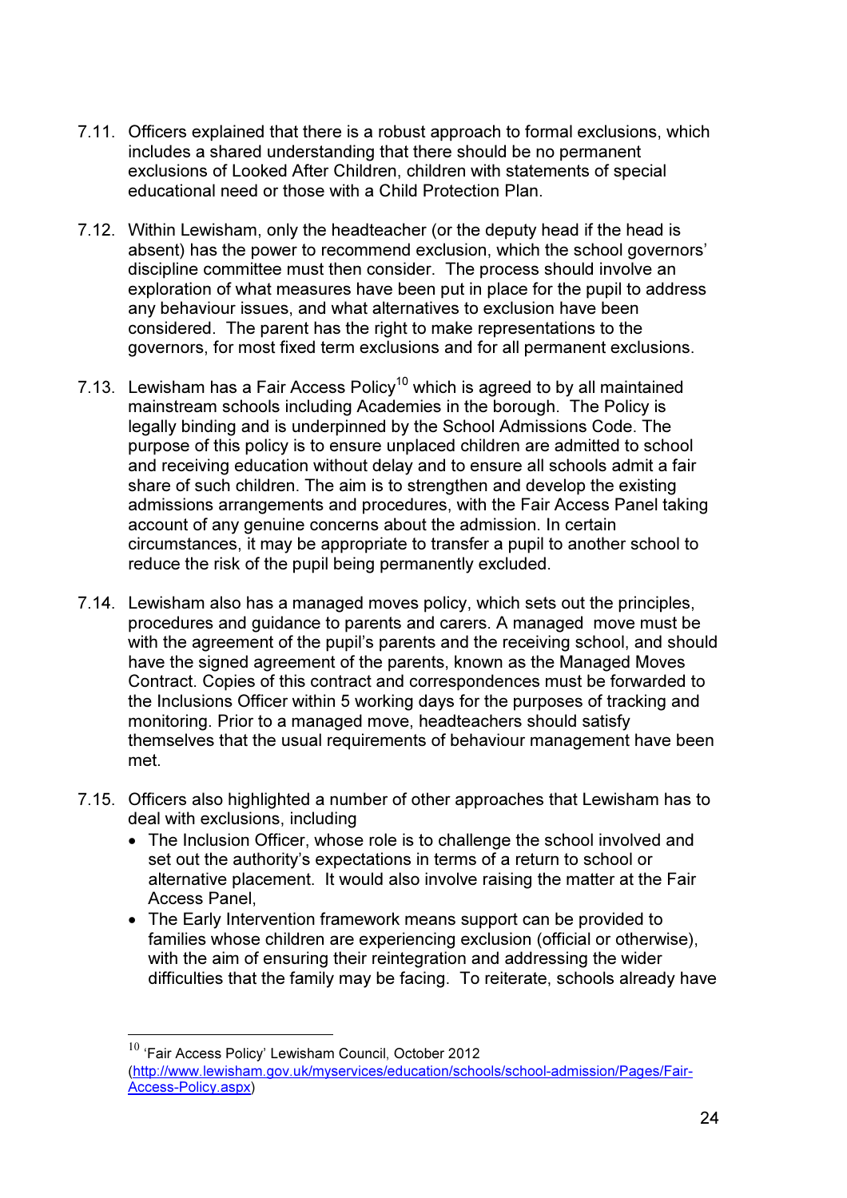7.11. Officers explained that there is a robust approach to formal exclusions, which includes a shared understanding that there should be no permanent exclusions of Looked After Children, children with statements of special educational need or those with a Child Protection Plan.

7.12. Within Lewisham, only the headteacher (or the deputy head if the head is absent) has the power to recommend exclusion, which the school governors' discipline committee must then consider. The process should involve an exploration of what measures have been put in place for the pupil to address any behaviour issues, and what alternatives to exclusion have been considered. The parent has the right to make representations to the governors, for most fixed term exclusions and for all permanent exclusions.

7.13. Lewisham has a Fair Access Policy[10] which is agreed to by all maintained mainstream schools including Academies in the borough. The Policy is legally binding and is underpinned by the School Admissions Code. The purpose of this policy is to ensure unplaced children are admitted to school and receiving education without delay and to ensure all schools admit a fair share of such children. The aim is to strengthen and develop the existing admissions arrangements and procedures, with the Fair Access Panel taking account of any genuine concerns about the admission. In certain circumstances, it may be appropriate to transfer a pupil to another school to reduce the risk of the pupil being permanently excluded.

7.14. Lewisham also has a managed moves policy, which sets out the principles, procedures and guidance to parents and carers. A managed move must be with the agreement of the pupil's parents and the receiving school, and should have the signed agreement of the parents, known as the Managed Moves Contract. Copies of this contract and correspondences must be forwarded to the Inclusions Officer within 5 working days for the purposes of tracking and monitoring. Prior to a managed move, headteachers should satisfy themselves that the usual requirements of behaviour management have been met.

7.15. Officers also highlighted a number of other approaches that Lewisham has to deal with exclusions, including

- The Inclusion Officer, whose role is to challenge the school involved and set out the authority's expectations in terms of a return to school or alternative placement. It would also involve raising the matter at the Fair Access Panel,
- The Early Intervention framework means support can be provided to families whose children are experiencing exclusion (official or otherwise), with the aim of ensuring their reintegration and addressing the wider difficulties that the family may be facing. To reiterate, schools already have

---

[10] 'Fair Access Policy' Lewisham Council, October 2012 (http://www.lewisham.gov.uk/myservices/education/schools/school-admission/Pages/Fair-Access-Policy.aspx)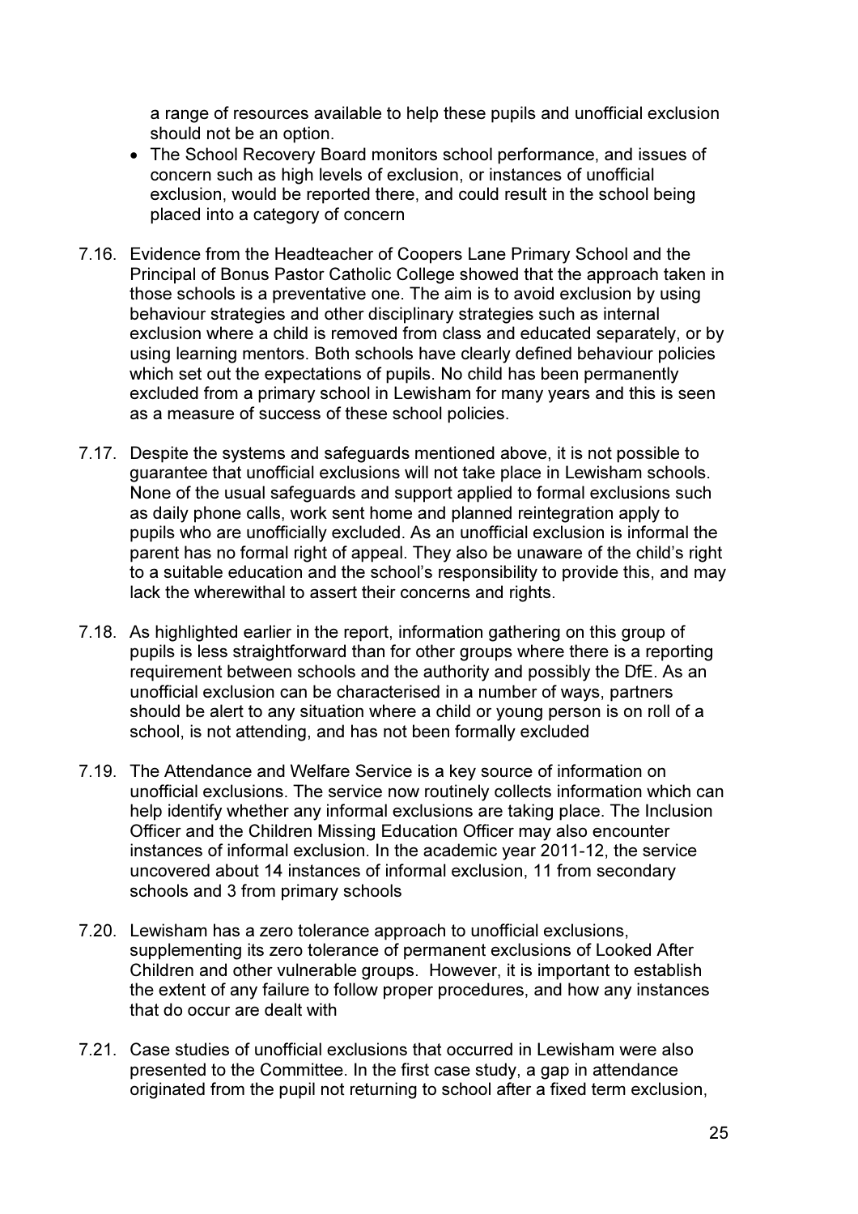a range of resources available to help these pupils and unofficial exclusion should not be an option.

- The School Recovery Board monitors school performance, and issues of concern such as high levels of exclusion, or instances of unofficial exclusion, would be reported there, and could result in the school being placed into a category of concern

7.16. Evidence from the Headteacher of Coopers Lane Primary School and the Principal of Bonus Pastor Catholic College showed that the approach taken in those schools is a preventative one. The aim is to avoid exclusion by using behaviour strategies and other disciplinary strategies such as internal exclusion where a child is removed from class and educated separately, or by using learning mentors. Both schools have clearly defined behaviour policies which set out the expectations of pupils. No child has been permanently excluded from a primary school in Lewisham for many years and this is seen as a measure of success of these school policies.

7.17. Despite the systems and safeguards mentioned above, it is not possible to guarantee that unofficial exclusions will not take place in Lewisham schools. None of the usual safeguards and support applied to formal exclusions such as daily phone calls, work sent home and planned reintegration apply to pupils who are unofficially excluded. As an unofficial exclusion is informal the parent has no formal right of appeal. They also be unaware of the child's right to a suitable education and the school's responsibility to provide this, and may lack the wherewithal to assert their concerns and rights.

7.18. As highlighted earlier in the report, information gathering on this group of pupils is less straightforward than for other groups where there is a reporting requirement between schools and the authority and possibly the DfE. As an unofficial exclusion can be characterised in a number of ways, partners should be alert to any situation where a child or young person is on roll of a school, is not attending, and has not been formally excluded

7.19. The Attendance and Welfare Service is a key source of information on unofficial exclusions. The service now routinely collects information which can help identify whether any informal exclusions are taking place. The Inclusion Officer and the Children Missing Education Officer may also encounter instances of informal exclusion. In the academic year 2011-12, the service uncovered about 14 instances of informal exclusion, 11 from secondary schools and 3 from primary schools

7.20. Lewisham has a zero tolerance approach to unofficial exclusions, supplementing its zero tolerance of permanent exclusions of Looked After Children and other vulnerable groups. However, it is important to establish the extent of any failure to follow proper procedures, and how any instances that do occur are dealt with

7.21. Case studies of unofficial exclusions that occurred in Lewisham were also presented to the Committee. In the first case study, a gap in attendance originated from the pupil not returning to school after a fixed term exclusion,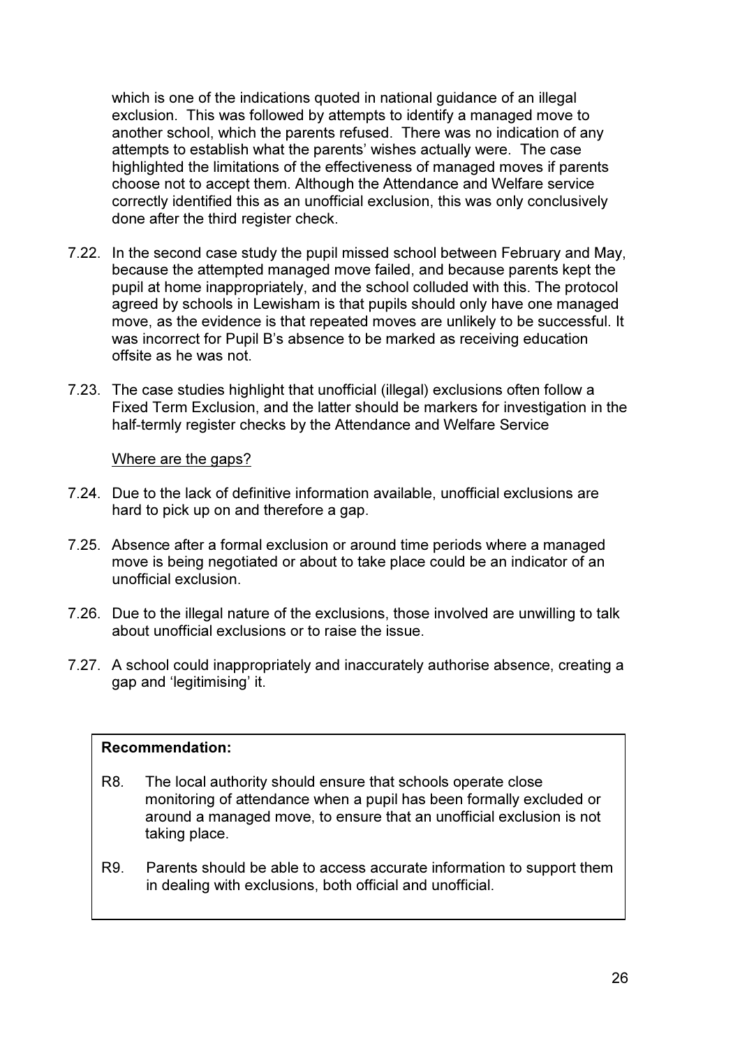which is one of the indications quoted in national guidance of an illegal exclusion. This was followed by attempts to identify a managed move to another school, which the parents refused. There was no indication of any attempts to establish what the parents' wishes actually were. The case highlighted the limitations of the effectiveness of managed moves if parents choose not to accept them. Although the Attendance and Welfare service correctly identified this as an unofficial exclusion, this was only conclusively done after the third register check.

7.22. In the second case study the pupil missed school between February and May, because the attempted managed move failed, and because parents kept the pupil at home inappropriately, and the school colluded with this. The protocol agreed by schools in Lewisham is that pupils should only have one managed move, as the evidence is that repeated moves are unlikely to be successful. It was incorrect for Pupil B's absence to be marked as receiving education offsite as he was not.

7.23. The case studies highlight that unofficial (illegal) exclusions often follow a Fixed Term Exclusion, and the latter should be markers for investigation in the half-termly register checks by the Attendance and Welfare Service

<u>Where are the gaps?</u>

7.24. Due to the lack of definitive information available, unofficial exclusions are hard to pick up on and therefore a gap.

7.25. Absence after a formal exclusion or around time periods where a managed move is being negotiated or about to take place could be an indicator of an unofficial exclusion.

7.26. Due to the illegal nature of the exclusions, those involved are unwilling to talk about unofficial exclusions or to raise the issue.

7.27. A school could inappropriately and inaccurately authorise absence, creating a gap and 'legitimising' it.

**Recommendation:**

R8. The local authority should ensure that schools operate close monitoring of attendance when a pupil has been formally excluded or around a managed move, to ensure that an unofficial exclusion is not taking place.

R9. Parents should be able to access accurate information to support them in dealing with exclusions, both official and unofficial.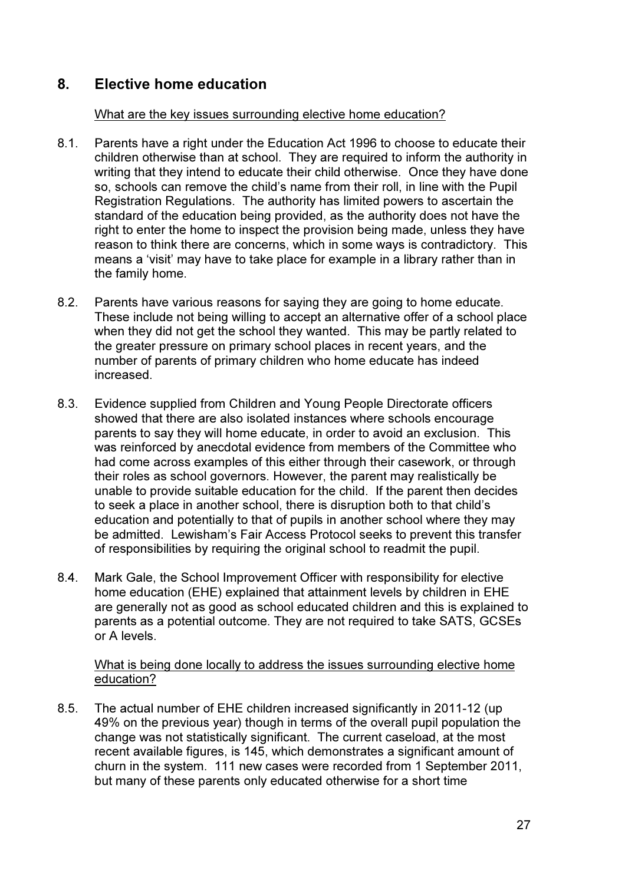## 8. Elective home education

<u>What are the key issues surrounding elective home education?</u>

8.1. Parents have a right under the Education Act 1996 to choose to educate their children otherwise than at school. They are required to inform the authority in writing that they intend to educate their child otherwise. Once they have done so, schools can remove the child's name from their roll, in line with the Pupil Registration Regulations. The authority has limited powers to ascertain the standard of the education being provided, as the authority does not have the right to enter the home to inspect the provision being made, unless they have reason to think there are concerns, which in some ways is contradictory. This means a 'visit' may have to take place for example in a library rather than in the family home.

8.2. Parents have various reasons for saying they are going to home educate. These include not being willing to accept an alternative offer of a school place when they did not get the school they wanted. This may be partly related to the greater pressure on primary school places in recent years, and the number of parents of primary children who home educate has indeed increased.

8.3. Evidence supplied from Children and Young People Directorate officers showed that there are also isolated instances where schools encourage parents to say they will home educate, in order to avoid an exclusion. This was reinforced by anecdotal evidence from members of the Committee who had come across examples of this either through their casework, or through their roles as school governors. However, the parent may realistically be unable to provide suitable education for the child. If the parent then decides to seek a place in another school, there is disruption both to that child's education and potentially to that of pupils in another school where they may be admitted. Lewisham's Fair Access Protocol seeks to prevent this transfer of responsibilities by requiring the original school to readmit the pupil.

8.4. Mark Gale, the School Improvement Officer with responsibility for elective home education (EHE) explained that attainment levels by children in EHE are generally not as good as school educated children and this is explained to parents as a potential outcome. They are not required to take SATS, GCSEs or A levels.

<u>What is being done locally to address the issues surrounding elective home education?</u>

8.5. The actual number of EHE children increased significantly in 2011-12 (up 49% on the previous year) though in terms of the overall pupil population the change was not statistically significant. The current caseload, at the most recent available figures, is 145, which demonstrates a significant amount of churn in the system. 111 new cases were recorded from 1 September 2011, but many of these parents only educated otherwise for a short time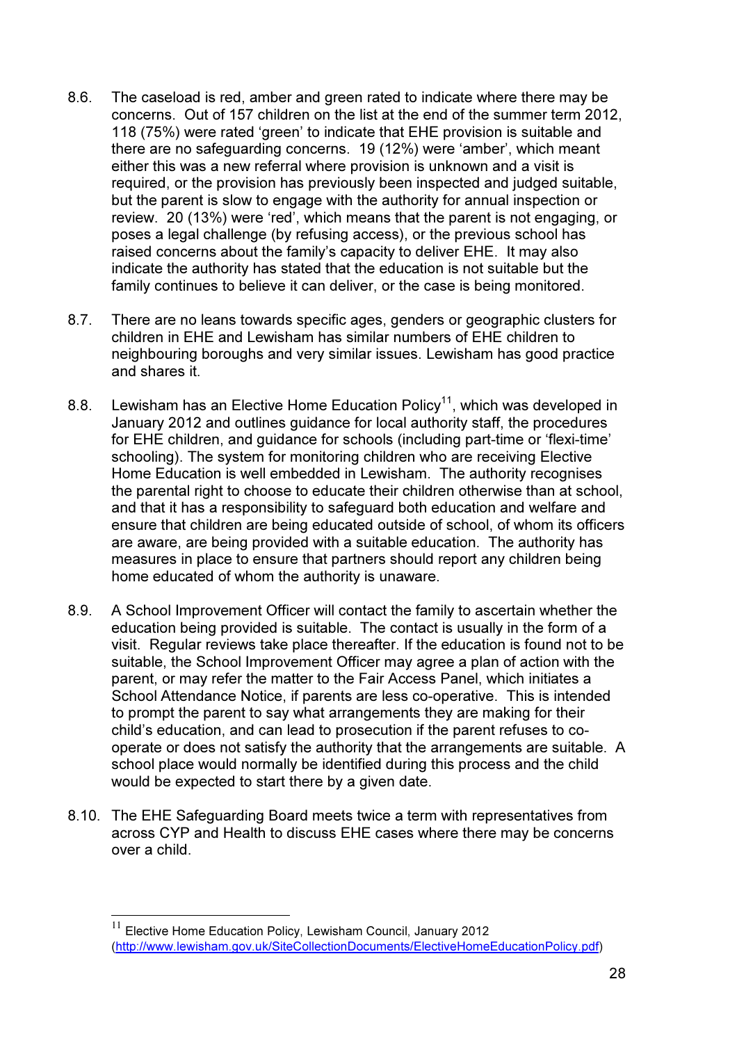8.6. The caseload is red, amber and green rated to indicate where there may be concerns. Out of 157 children on the list at the end of the summer term 2012, 118 (75%) were rated 'green' to indicate that EHE provision is suitable and there are no safeguarding concerns. 19 (12%) were 'amber', which meant either this was a new referral where provision is unknown and a visit is required, or the provision has previously been inspected and judged suitable, but the parent is slow to engage with the authority for annual inspection or review. 20 (13%) were 'red', which means that the parent is not engaging, or poses a legal challenge (by refusing access), or the previous school has raised concerns about the family's capacity to deliver EHE. It may also indicate the authority has stated that the education is not suitable but the family continues to believe it can deliver, or the case is being monitored.

8.7. There are no leans towards specific ages, genders or geographic clusters for children in EHE and Lewisham has similar numbers of EHE children to neighbouring boroughs and very similar issues. Lewisham has good practice and shares it.

8.8. Lewisham has an Elective Home Education Policy[11], which was developed in January 2012 and outlines guidance for local authority staff, the procedures for EHE children, and guidance for schools (including part-time or 'flexi-time' schooling). The system for monitoring children who are receiving Elective Home Education is well embedded in Lewisham. The authority recognises the parental right to choose to educate their children otherwise than at school, and that it has a responsibility to safeguard both education and welfare and ensure that children are being educated outside of school, of whom its officers are aware, are being provided with a suitable education. The authority has measures in place to ensure that partners should report any children being home educated of whom the authority is unaware.

8.9. A School Improvement Officer will contact the family to ascertain whether the education being provided is suitable. The contact is usually in the form of a visit. Regular reviews take place thereafter. If the education is found not to be suitable, the School Improvement Officer may agree a plan of action with the parent, or may refer the matter to the Fair Access Panel, which initiates a School Attendance Notice, if parents are less co-operative. This is intended to prompt the parent to say what arrangements they are making for their child's education, and can lead to prosecution if the parent refuses to co-operate or does not satisfy the authority that the arrangements are suitable. A school place would normally be identified during this process and the child would be expected to start there by a given date.

8.10. The EHE Safeguarding Board meets twice a term with representatives from across CYP and Health to discuss EHE cases where there may be concerns over a child.

---

[11] Elective Home Education Policy, Lewisham Council, January 2012 (http://www.lewisham.gov.uk/SiteCollectionDocuments/ElectiveHomeEducationPolicy.pdf)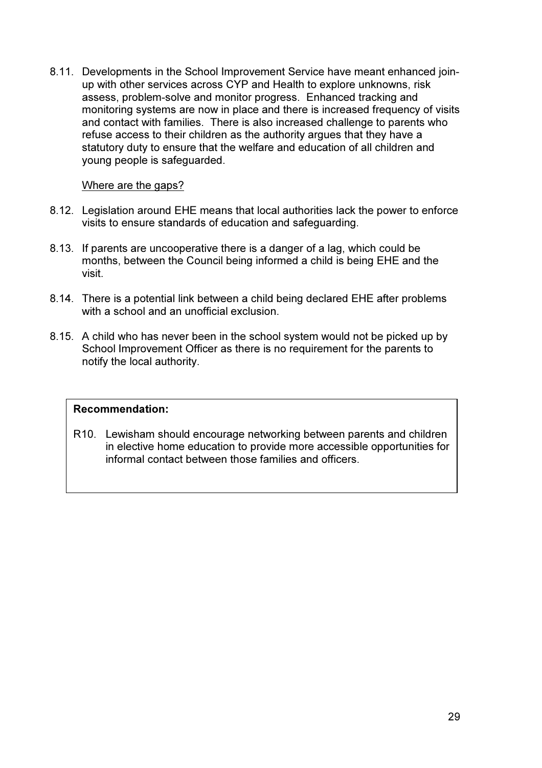8.11. Developments in the School Improvement Service have meant enhanced join-up with other services across CYP and Health to explore unknowns, risk assess, problem-solve and monitor progress. Enhanced tracking and monitoring systems are now in place and there is increased frequency of visits and contact with families. There is also increased challenge to parents who refuse access to their children as the authority argues that they have a statutory duty to ensure that the welfare and education of all children and young people is safeguarded.

<u>Where are the gaps?</u>

8.12. Legislation around EHE means that local authorities lack the power to enforce visits to ensure standards of education and safeguarding.

8.13. If parents are uncooperative there is a danger of a lag, which could be months, between the Council being informed a child is being EHE and the visit.

8.14. There is a potential link between a child being declared EHE after problems with a school and an unofficial exclusion.

8.15. A child who has never been in the school system would not be picked up by School Improvement Officer as there is no requirement for the parents to notify the local authority.

**Recommendation:**

R10. Lewisham should encourage networking between parents and children in elective home education to provide more accessible opportunities for informal contact between those families and officers.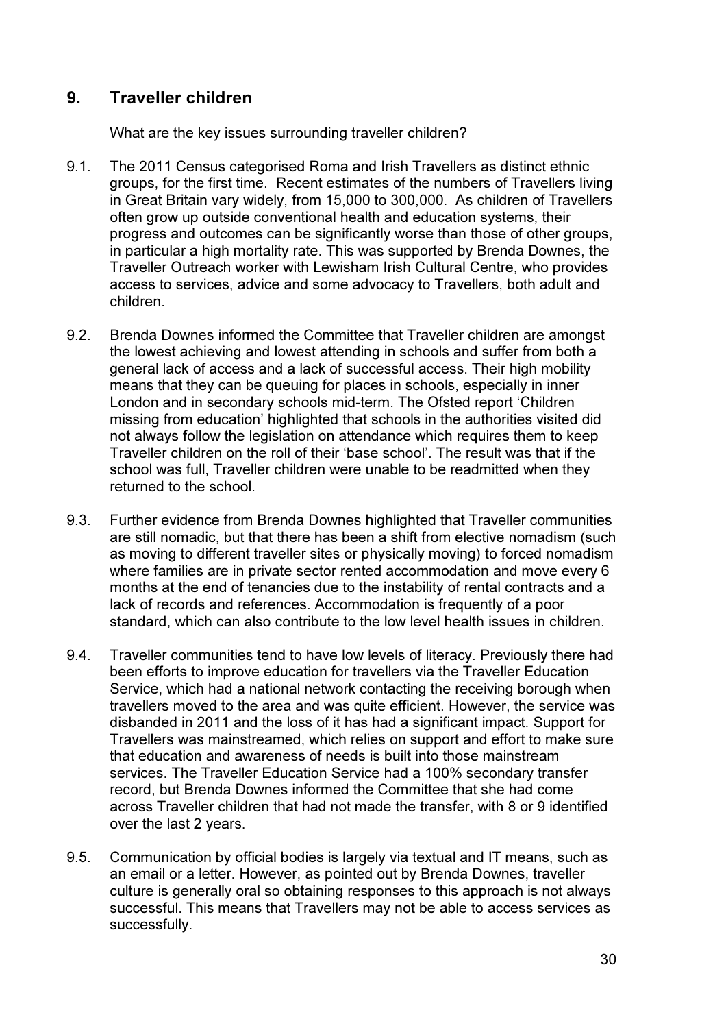## 9. Traveller children

What are the key issues surrounding traveller children?

9.1. The 2011 Census categorised Roma and Irish Travellers as distinct ethnic groups, for the first time. Recent estimates of the numbers of Travellers living in Great Britain vary widely, from 15,000 to 300,000. As children of Travellers often grow up outside conventional health and education systems, their progress and outcomes can be significantly worse than those of other groups, in particular a high mortality rate. This was supported by Brenda Downes, the Traveller Outreach worker with Lewisham Irish Cultural Centre, who provides access to services, advice and some advocacy to Travellers, both adult and children.

9.2. Brenda Downes informed the Committee that Traveller children are amongst the lowest achieving and lowest attending in schools and suffer from both a general lack of access and a lack of successful access. Their high mobility means that they can be queuing for places in schools, especially in inner London and in secondary schools mid-term. The Ofsted report 'Children missing from education' highlighted that schools in the authorities visited did not always follow the legislation on attendance which requires them to keep Traveller children on the roll of their 'base school'. The result was that if the school was full, Traveller children were unable to be readmitted when they returned to the school.

9.3. Further evidence from Brenda Downes highlighted that Traveller communities are still nomadic, but that there has been a shift from elective nomadism (such as moving to different traveller sites or physically moving) to forced nomadism where families are in private sector rented accommodation and move every 6 months at the end of tenancies due to the instability of rental contracts and a lack of records and references. Accommodation is frequently of a poor standard, which can also contribute to the low level health issues in children.

9.4. Traveller communities tend to have low levels of literacy. Previously there had been efforts to improve education for travellers via the Traveller Education Service, which had a national network contacting the receiving borough when travellers moved to the area and was quite efficient. However, the service was disbanded in 2011 and the loss of it has had a significant impact. Support for Travellers was mainstreamed, which relies on support and effort to make sure that education and awareness of needs is built into those mainstream services. The Traveller Education Service had a 100% secondary transfer record, but Brenda Downes informed the Committee that she had come across Traveller children that had not made the transfer, with 8 or 9 identified over the last 2 years.

9.5. Communication by official bodies is largely via textual and IT means, such as an email or a letter. However, as pointed out by Brenda Downes, traveller culture is generally oral so obtaining responses to this approach is not always successful. This means that Travellers may not be able to access services as successfully.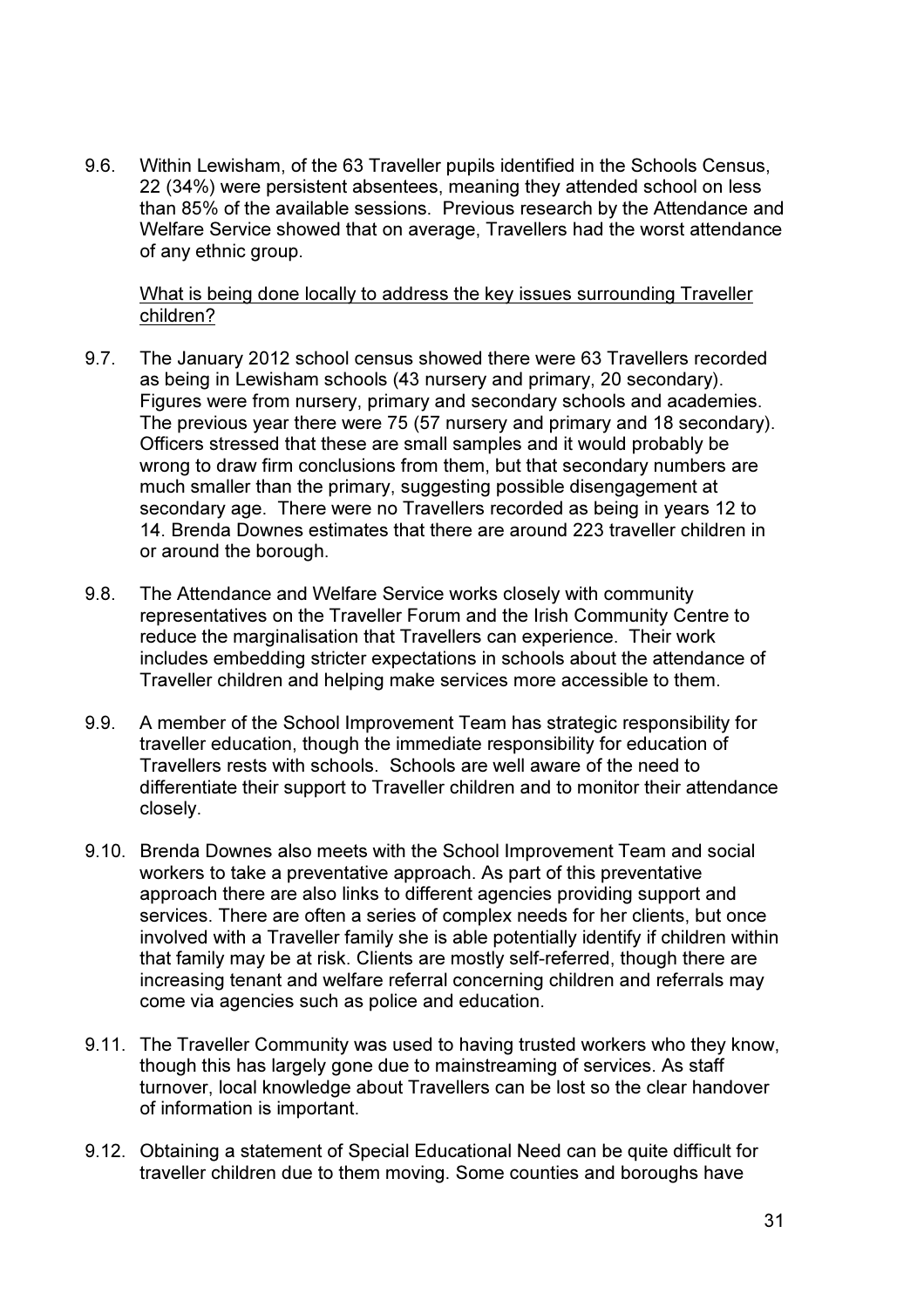9.6. Within Lewisham, of the 63 Traveller pupils identified in the Schools Census, 22 (34%) were persistent absentees, meaning they attended school on less than 85% of the available sessions. Previous research by the Attendance and Welfare Service showed that on average, Travellers had the worst attendance of any ethnic group.

What is being done locally to address the key issues surrounding Traveller children?

9.7. The January 2012 school census showed there were 63 Travellers recorded as being in Lewisham schools (43 nursery and primary, 20 secondary). Figures were from nursery, primary and secondary schools and academies. The previous year there were 75 (57 nursery and primary and 18 secondary). Officers stressed that these are small samples and it would probably be wrong to draw firm conclusions from them, but that secondary numbers are much smaller than the primary, suggesting possible disengagement at secondary age. There were no Travellers recorded as being in years 12 to 14. Brenda Downes estimates that there are around 223 traveller children in or around the borough.

9.8. The Attendance and Welfare Service works closely with community representatives on the Traveller Forum and the Irish Community Centre to reduce the marginalisation that Travellers can experience. Their work includes embedding stricter expectations in schools about the attendance of Traveller children and helping make services more accessible to them.

9.9. A member of the School Improvement Team has strategic responsibility for traveller education, though the immediate responsibility for education of Travellers rests with schools. Schools are well aware of the need to differentiate their support to Traveller children and to monitor their attendance closely.

9.10. Brenda Downes also meets with the School Improvement Team and social workers to take a preventative approach. As part of this preventative approach there are also links to different agencies providing support and services. There are often a series of complex needs for her clients, but once involved with a Traveller family she is able potentially identify if children within that family may be at risk. Clients are mostly self-referred, though there are increasing tenant and welfare referral concerning children and referrals may come via agencies such as police and education.

9.11. The Traveller Community was used to having trusted workers who they know, though this has largely gone due to mainstreaming of services. As staff turnover, local knowledge about Travellers can be lost so the clear handover of information is important.

9.12. Obtaining a statement of Special Educational Need can be quite difficult for traveller children due to them moving. Some counties and boroughs have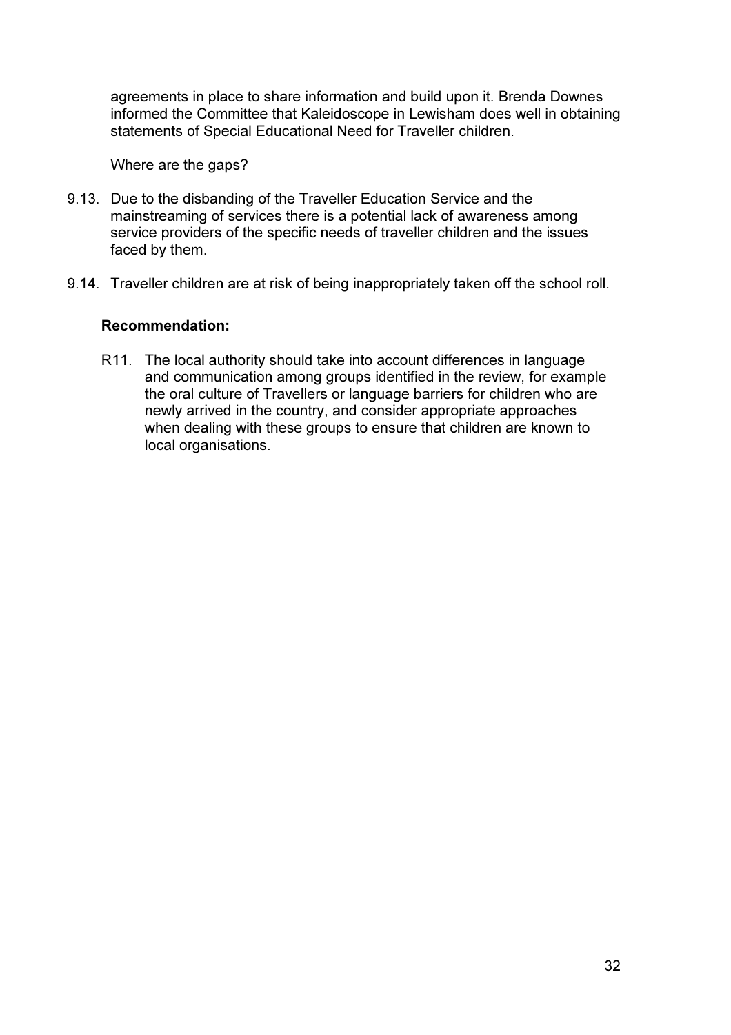agreements in place to share information and build upon it. Brenda Downes informed the Committee that Kaleidoscope in Lewisham does well in obtaining statements of Special Educational Need for Traveller children.

<u>Where are the gaps?</u>

9.13. Due to the disbanding of the Traveller Education Service and the mainstreaming of services there is a potential lack of awareness among service providers of the specific needs of traveller children and the issues faced by them.

9.14. Traveller children are at risk of being inappropriately taken off the school roll.

**Recommendation:**

R11. The local authority should take into account differences in language and communication among groups identified in the review, for example the oral culture of Travellers or language barriers for children who are newly arrived in the country, and consider appropriate approaches when dealing with these groups to ensure that children are known to local organisations.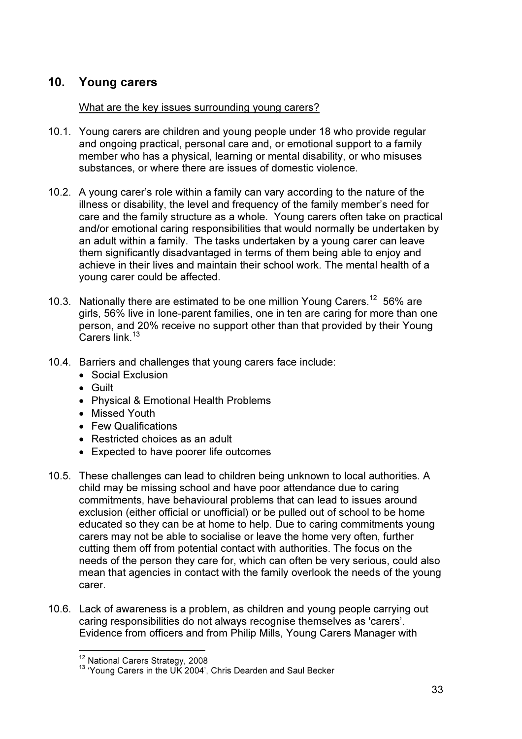## 10. Young carers

What are the key issues surrounding young carers?

10.1. Young carers are children and young people under 18 who provide regular and ongoing practical, personal care and, or emotional support to a family member who has a physical, learning or mental disability, or who misuses substances, or where there are issues of domestic violence.

10.2. A young carer's role within a family can vary according to the nature of the illness or disability, the level and frequency of the family member's need for care and the family structure as a whole. Young carers often take on practical and/or emotional caring responsibilities that would normally be undertaken by an adult within a family. The tasks undertaken by a young carer can leave them significantly disadvantaged in terms of them being able to enjoy and achieve in their lives and maintain their school work. The mental health of a young carer could be affected.

10.3. Nationally there are estimated to be one million Young Carers.[12] 56% are girls, 56% live in lone-parent families, one in ten are caring for more than one person, and 20% receive no support other than that provided by their Young Carers link.[13]

10.4. Barriers and challenges that young carers face include:

- Social Exclusion
- Guilt
- Physical & Emotional Health Problems
- Missed Youth
- Few Qualifications
- Restricted choices as an adult
- Expected to have poorer life outcomes

10.5. These challenges can lead to children being unknown to local authorities. A child may be missing school and have poor attendance due to caring commitments, have behavioural problems that can lead to issues around exclusion (either official or unofficial) or be pulled out of school to be home educated so they can be at home to help. Due to caring commitments young carers may not be able to socialise or leave the home very often, further cutting them off from potential contact with authorities. The focus on the needs of the person they care for, which can often be very serious, could also mean that agencies in contact with the family overlook the needs of the young carer.

10.6. Lack of awareness is a problem, as children and young people carrying out caring responsibilities do not always recognise themselves as 'carers'. Evidence from officers and from Philip Mills, Young Carers Manager with

---

[12] National Carers Strategy, 2008

[13] 'Young Carers in the UK 2004', Chris Dearden and Saul Becker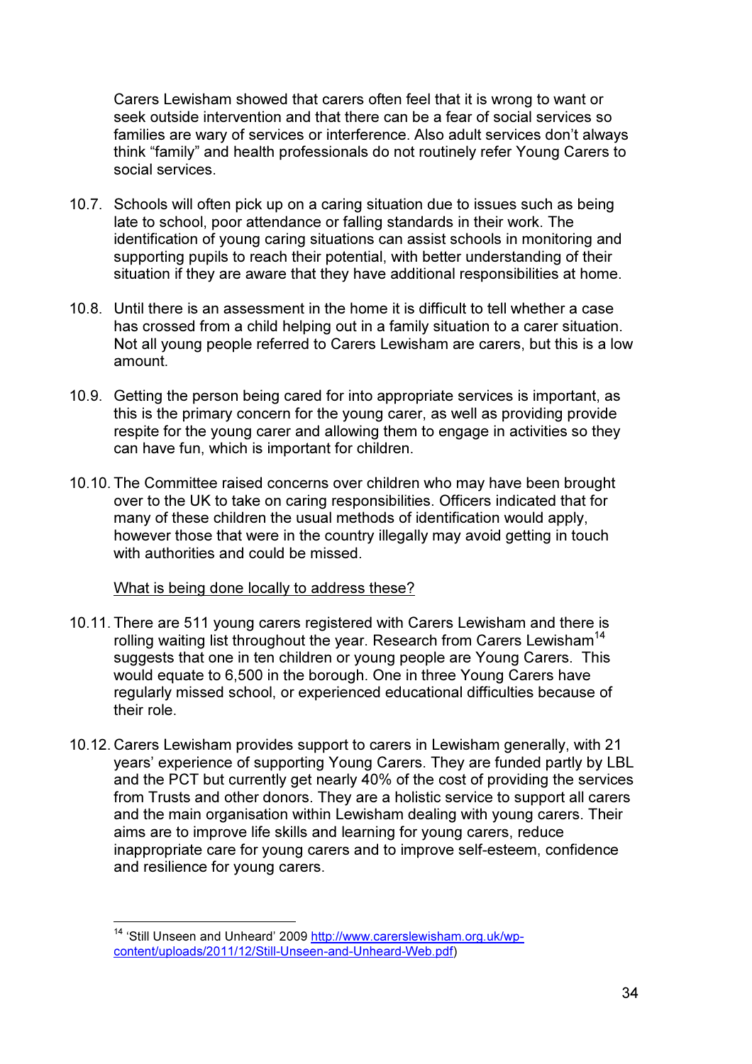Carers Lewisham showed that carers often feel that it is wrong to want or seek outside intervention and that there can be a fear of social services so families are wary of services or interference. Also adult services don't always think "family" and health professionals do not routinely refer Young Carers to social services.

10.7. Schools will often pick up on a caring situation due to issues such as being late to school, poor attendance or falling standards in their work. The identification of young caring situations can assist schools in monitoring and supporting pupils to reach their potential, with better understanding of their situation if they are aware that they have additional responsibilities at home.

10.8. Until there is an assessment in the home it is difficult to tell whether a case has crossed from a child helping out in a family situation to a carer situation. Not all young people referred to Carers Lewisham are carers, but this is a low amount.

10.9. Getting the person being cared for into appropriate services is important, as this is the primary concern for the young carer, as well as providing provide respite for the young carer and allowing them to engage in activities so they can have fun, which is important for children.

10.10. The Committee raised concerns over children who may have been brought over to the UK to take on caring responsibilities. Officers indicated that for many of these children the usual methods of identification would apply, however those that were in the country illegally may avoid getting in touch with authorities and could be missed.

<u>What is being done locally to address these?</u>

10.11. There are 511 young carers registered with Carers Lewisham and there is rolling waiting list throughout the year. Research from Carers Lewisham[14] suggests that one in ten children or young people are Young Carers. This would equate to 6,500 in the borough. One in three Young Carers have regularly missed school, or experienced educational difficulties because of their role.

10.12. Carers Lewisham provides support to carers in Lewisham generally, with 21 years' experience of supporting Young Carers. They are funded partly by LBL and the PCT but currently get nearly 40% of the cost of providing the services from Trusts and other donors. They are a holistic service to support all carers and the main organisation within Lewisham dealing with young carers. Their aims are to improve life skills and learning for young carers, reduce inappropriate care for young carers and to improve self-esteem, confidence and resilience for young carers.

[14] 'Still Unseen and Unheard' 2009 http://www.carerslewisham.org.uk/wp-content/uploads/2011/12/Still-Unseen-and-Unheard-Web.pdf)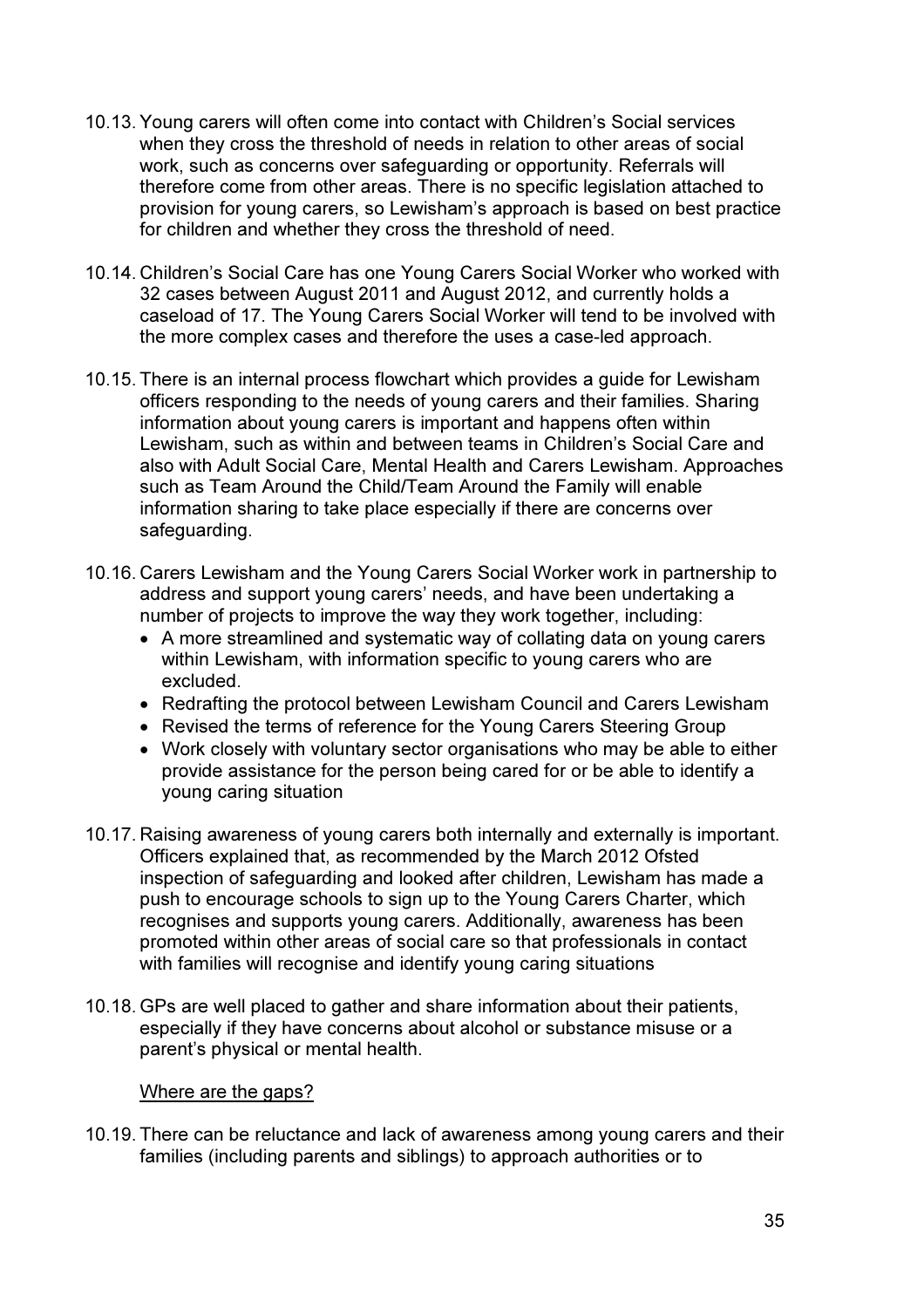10.13. Young carers will often come into contact with Children's Social services when they cross the threshold of needs in relation to other areas of social work, such as concerns over safeguarding or opportunity. Referrals will therefore come from other areas. There is no specific legislation attached to provision for young carers, so Lewisham's approach is based on best practice for children and whether they cross the threshold of need.

10.14. Children's Social Care has one Young Carers Social Worker who worked with 32 cases between August 2011 and August 2012, and currently holds a caseload of 17. The Young Carers Social Worker will tend to be involved with the more complex cases and therefore the uses a case-led approach.

10.15. There is an internal process flowchart which provides a guide for Lewisham officers responding to the needs of young carers and their families. Sharing information about young carers is important and happens often within Lewisham, such as within and between teams in Children's Social Care and also with Adult Social Care, Mental Health and Carers Lewisham. Approaches such as Team Around the Child/Team Around the Family will enable information sharing to take place especially if there are concerns over safeguarding.

10.16. Carers Lewisham and the Young Carers Social Worker work in partnership to address and support young carers' needs, and have been undertaking a number of projects to improve the way they work together, including:

- A more streamlined and systematic way of collating data on young carers within Lewisham, with information specific to young carers who are excluded.
- Redrafting the protocol between Lewisham Council and Carers Lewisham
- Revised the terms of reference for the Young Carers Steering Group
- Work closely with voluntary sector organisations who may be able to either provide assistance for the person being cared for or be able to identify a young caring situation

10.17. Raising awareness of young carers both internally and externally is important. Officers explained that, as recommended by the March 2012 Ofsted inspection of safeguarding and looked after children, Lewisham has made a push to encourage schools to sign up to the Young Carers Charter, which recognises and supports young carers. Additionally, awareness has been promoted within other areas of social care so that professionals in contact with families will recognise and identify young caring situations

10.18. GPs are well placed to gather and share information about their patients, especially if they have concerns about alcohol or substance misuse or a parent's physical or mental health.

<u>Where are the gaps?</u>

10.19. There can be reluctance and lack of awareness among young carers and their families (including parents and siblings) to approach authorities or to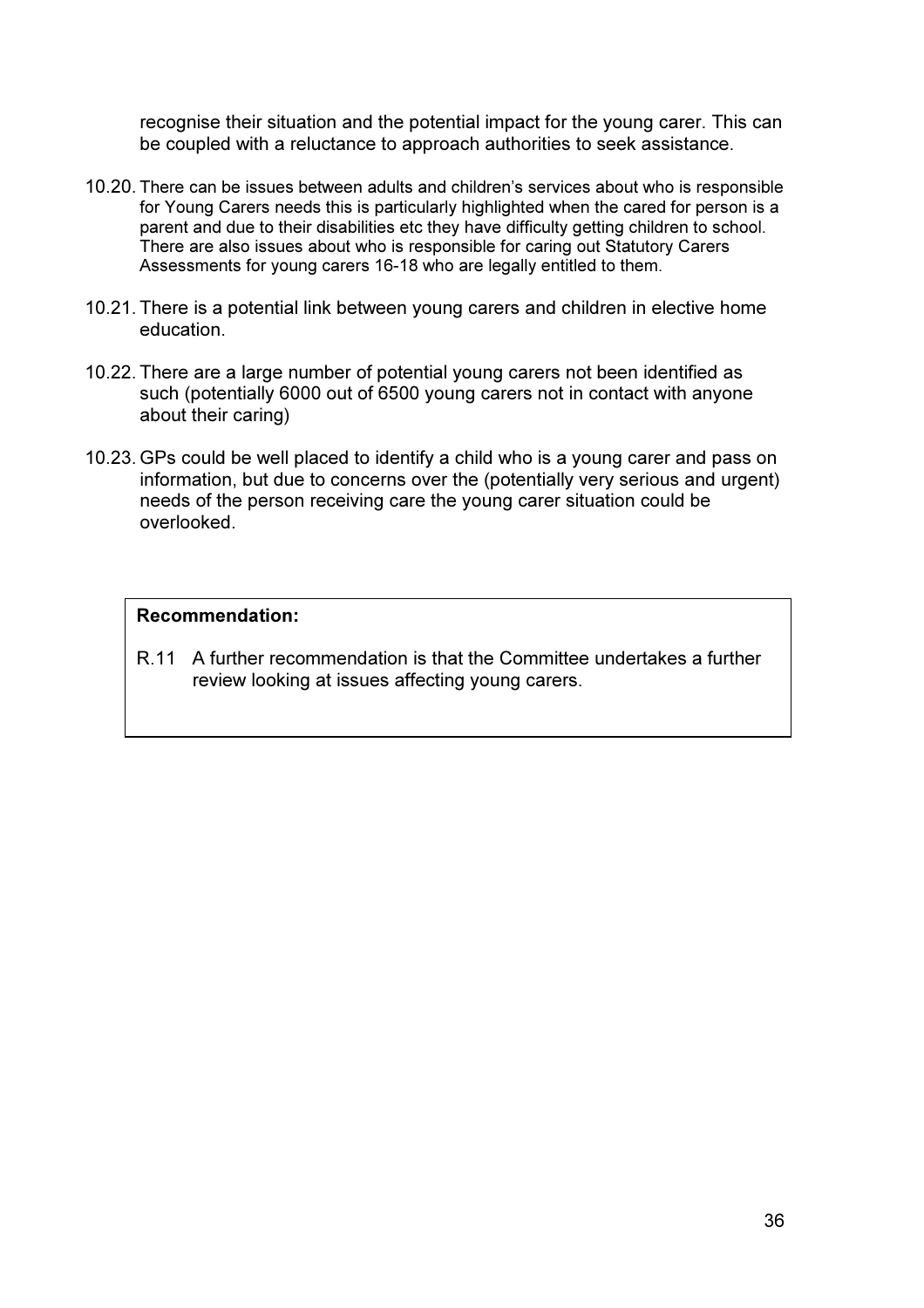recognise their situation and the potential impact for the young carer. This can be coupled with a reluctance to approach authorities to seek assistance.

10.20. There can be issues between adults and children's services about who is responsible for Young Carers needs this is particularly highlighted when the cared for person is a parent and due to their disabilities etc they have difficulty getting children to school. There are also issues about who is responsible for caring out Statutory Carers Assessments for young carers 16-18 who are legally entitled to them.

10.21. There is a potential link between young carers and children in elective home education.

10.22. There are a large number of potential young carers not been identified as such (potentially 6000 out of 6500 young carers not in contact with anyone about their caring)

10.23. GPs could be well placed to identify a child who is a young carer and pass on information, but due to concerns over the (potentially very serious and urgent) needs of the person receiving care the young carer situation could be overlooked.

**Recommendation:**

R.11 A further recommendation is that the Committee undertakes a further review looking at issues affecting young carers.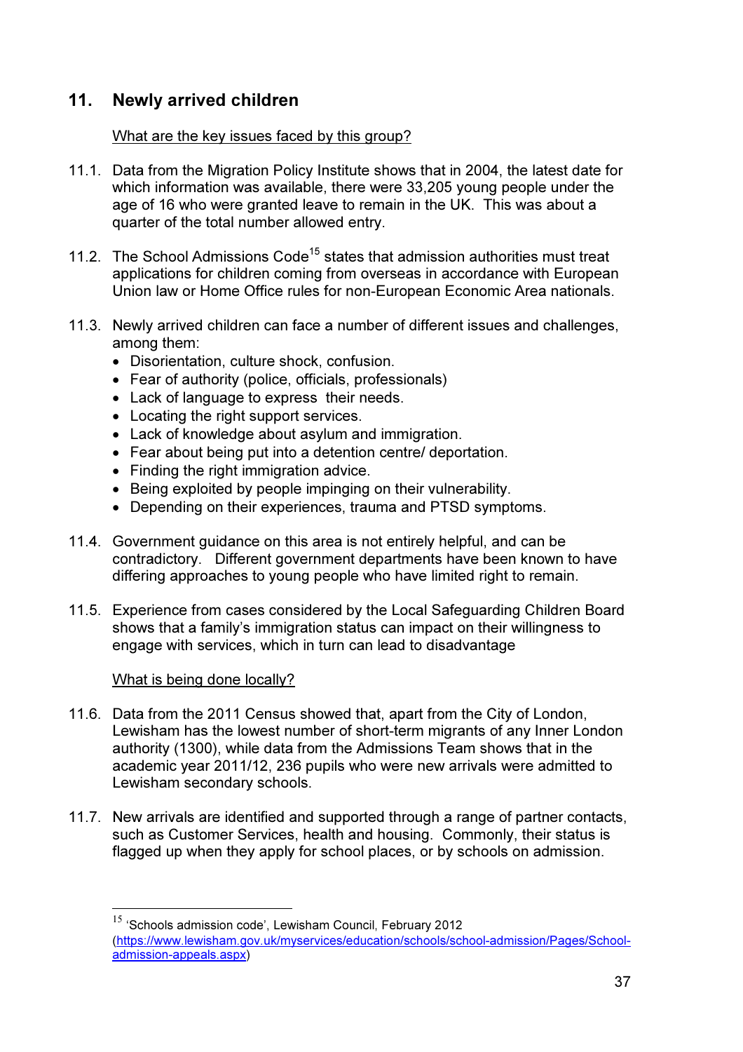## 11. Newly arrived children

<u>What are the key issues faced by this group?</u>

11.1. Data from the Migration Policy Institute shows that in 2004, the latest date for which information was available, there were 33,205 young people under the age of 16 who were granted leave to remain in the UK. This was about a quarter of the total number allowed entry.

11.2. The School Admissions Code[15] states that admission authorities must treat applications for children coming from overseas in accordance with European Union law or Home Office rules for non-European Economic Area nationals.

11.3. Newly arrived children can face a number of different issues and challenges, among them:

- Disorientation, culture shock, confusion.
- Fear of authority (police, officials, professionals)
- Lack of language to express their needs.
- Locating the right support services.
- Lack of knowledge about asylum and immigration.
- Fear about being put into a detention centre/ deportation.
- Finding the right immigration advice.
- Being exploited by people impinging on their vulnerability.
- Depending on their experiences, trauma and PTSD symptoms.

11.4. Government guidance on this area is not entirely helpful, and can be contradictory. Different government departments have been known to have differing approaches to young people who have limited right to remain.

11.5. Experience from cases considered by the Local Safeguarding Children Board shows that a family's immigration status can impact on their willingness to engage with services, which in turn can lead to disadvantage

<u>What is being done locally?</u>

11.6. Data from the 2011 Census showed that, apart from the City of London, Lewisham has the lowest number of short-term migrants of any Inner London authority (1300), while data from the Admissions Team shows that in the academic year 2011/12, 236 pupils who were new arrivals were admitted to Lewisham secondary schools.

11.7. New arrivals are identified and supported through a range of partner contacts, such as Customer Services, health and housing. Commonly, their status is flagged up when they apply for school places, or by schools on admission.

---

[15] 'Schools admission code', Lewisham Council, February 2012 (https://www.lewisham.gov.uk/myservices/education/schools/school-admission/Pages/School-admission-appeals.aspx)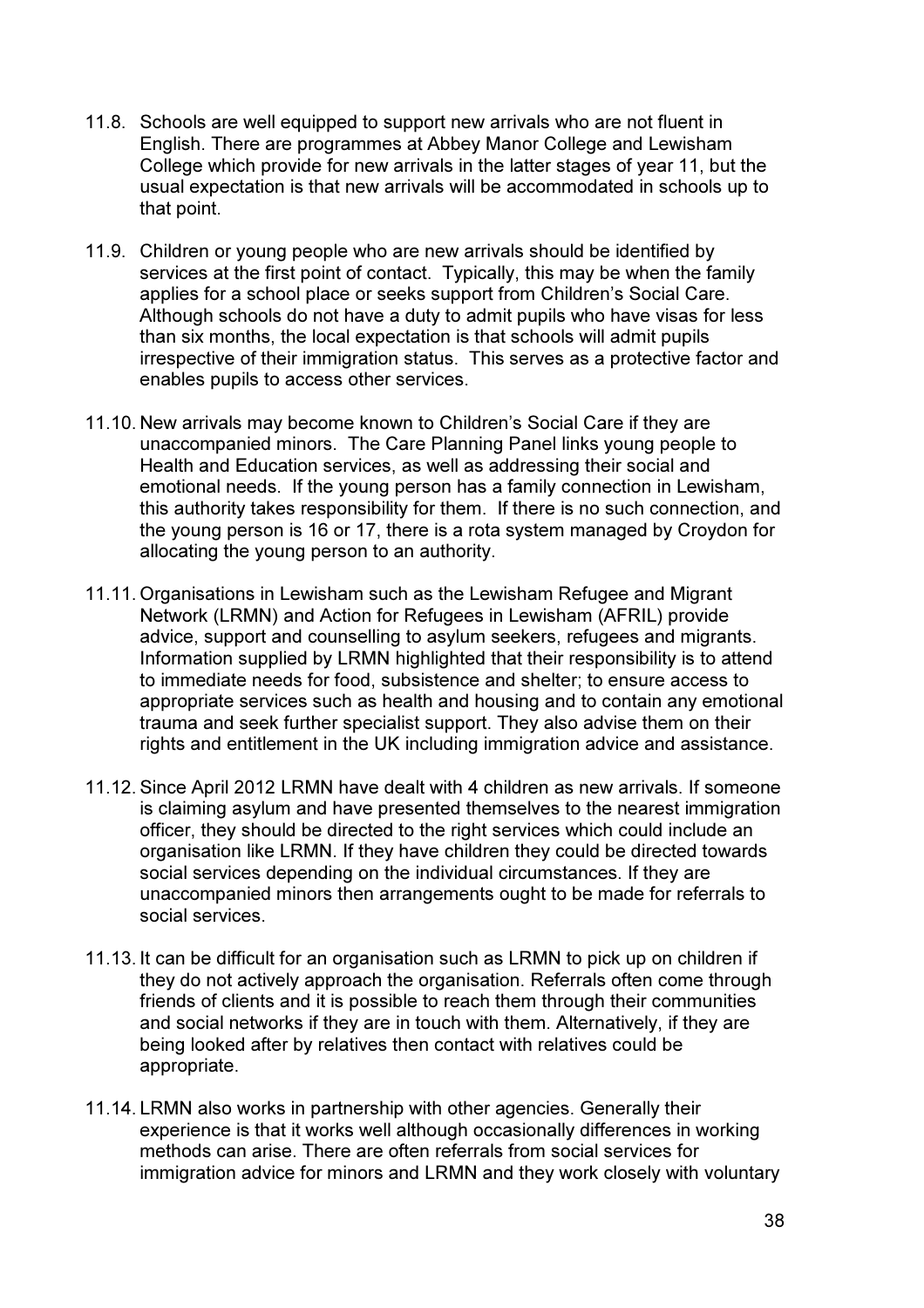11.8. Schools are well equipped to support new arrivals who are not fluent in English. There are programmes at Abbey Manor College and Lewisham College which provide for new arrivals in the latter stages of year 11, but the usual expectation is that new arrivals will be accommodated in schools up to that point.

11.9. Children or young people who are new arrivals should be identified by services at the first point of contact. Typically, this may be when the family applies for a school place or seeks support from Children's Social Care. Although schools do not have a duty to admit pupils who have visas for less than six months, the local expectation is that schools will admit pupils irrespective of their immigration status. This serves as a protective factor and enables pupils to access other services.

11.10. New arrivals may become known to Children's Social Care if they are unaccompanied minors. The Care Planning Panel links young people to Health and Education services, as well as addressing their social and emotional needs. If the young person has a family connection in Lewisham, this authority takes responsibility for them. If there is no such connection, and the young person is 16 or 17, there is a rota system managed by Croydon for allocating the young person to an authority.

11.11. Organisations in Lewisham such as the Lewisham Refugee and Migrant Network (LRMN) and Action for Refugees in Lewisham (AFRIL) provide advice, support and counselling to asylum seekers, refugees and migrants. Information supplied by LRMN highlighted that their responsibility is to attend to immediate needs for food, subsistence and shelter; to ensure access to appropriate services such as health and housing and to contain any emotional trauma and seek further specialist support. They also advise them on their rights and entitlement in the UK including immigration advice and assistance.

11.12. Since April 2012 LRMN have dealt with 4 children as new arrivals. If someone is claiming asylum and have presented themselves to the nearest immigration officer, they should be directed to the right services which could include an organisation like LRMN. If they have children they could be directed towards social services depending on the individual circumstances. If they are unaccompanied minors then arrangements ought to be made for referrals to social services.

11.13. It can be difficult for an organisation such as LRMN to pick up on children if they do not actively approach the organisation. Referrals often come through friends of clients and it is possible to reach them through their communities and social networks if they are in touch with them. Alternatively, if they are being looked after by relatives then contact with relatives could be appropriate.

11.14. LRMN also works in partnership with other agencies. Generally their experience is that it works well although occasionally differences in working methods can arise. There are often referrals from social services for immigration advice for minors and LRMN and they work closely with voluntary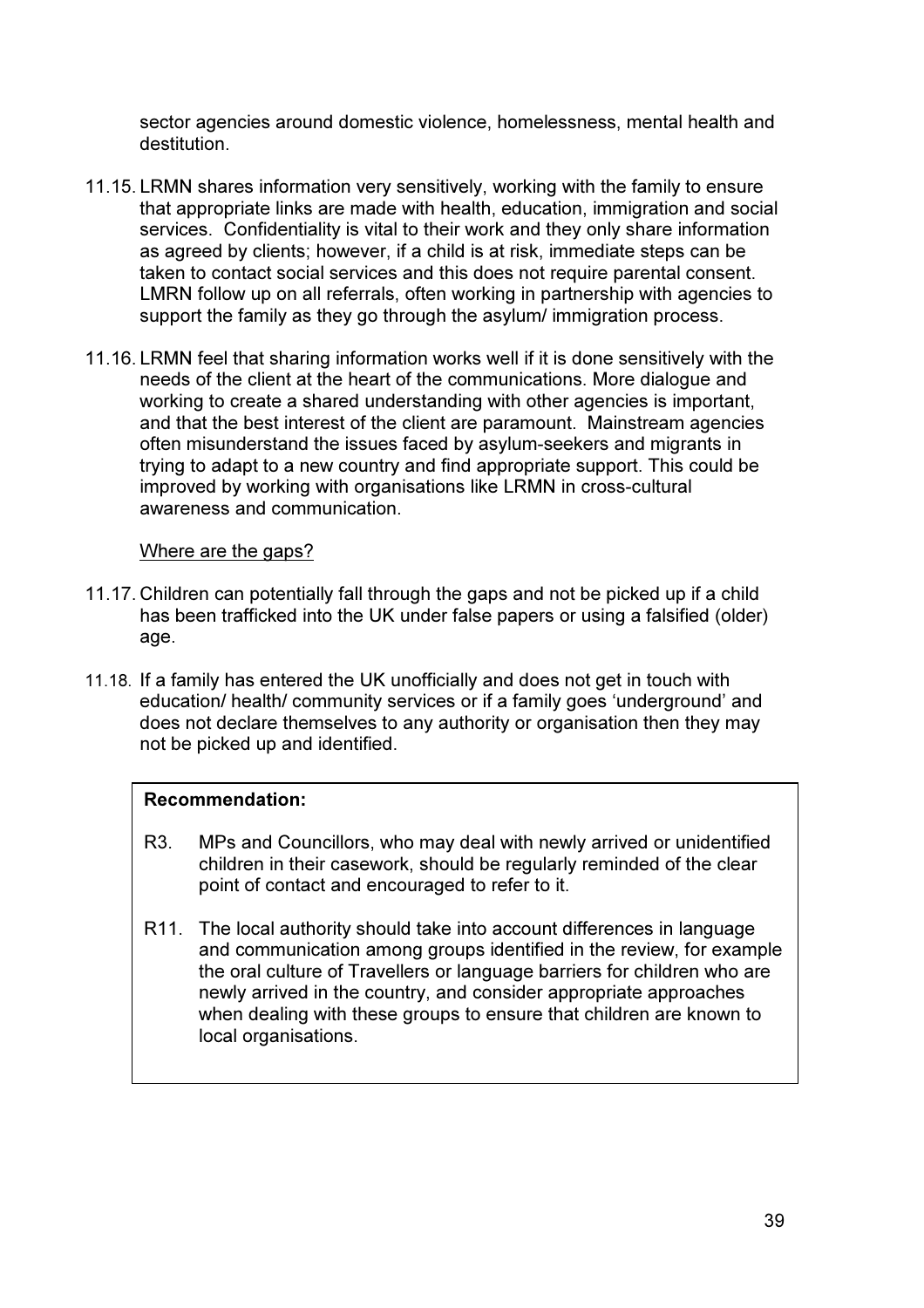sector agencies around domestic violence, homelessness, mental health and destitution.

11.15. LRMN shares information very sensitively, working with the family to ensure that appropriate links are made with health, education, immigration and social services. Confidentiality is vital to their work and they only share information as agreed by clients; however, if a child is at risk, immediate steps can be taken to contact social services and this does not require parental consent. LMRN follow up on all referrals, often working in partnership with agencies to support the family as they go through the asylum/ immigration process.

11.16. LRMN feel that sharing information works well if it is done sensitively with the needs of the client at the heart of the communications. More dialogue and working to create a shared understanding with other agencies is important, and that the best interest of the client are paramount. Mainstream agencies often misunderstand the issues faced by asylum-seekers and migrants in trying to adapt to a new country and find appropriate support. This could be improved by working with organisations like LRMN in cross-cultural awareness and communication.

<u>Where are the gaps?</u>

11.17. Children can potentially fall through the gaps and not be picked up if a child has been trafficked into the UK under false papers or using a falsified (older) age.

11.18. If a family has entered the UK unofficially and does not get in touch with education/ health/ community services or if a family goes 'underground' and does not declare themselves to any authority or organisation then they may not be picked up and identified.

**Recommendation:**

R3. MPs and Councillors, who may deal with newly arrived or unidentified children in their casework, should be regularly reminded of the clear point of contact and encouraged to refer to it.

R11. The local authority should take into account differences in language and communication among groups identified in the review, for example the oral culture of Travellers or language barriers for children who are newly arrived in the country, and consider appropriate approaches when dealing with these groups to ensure that children are known to local organisations.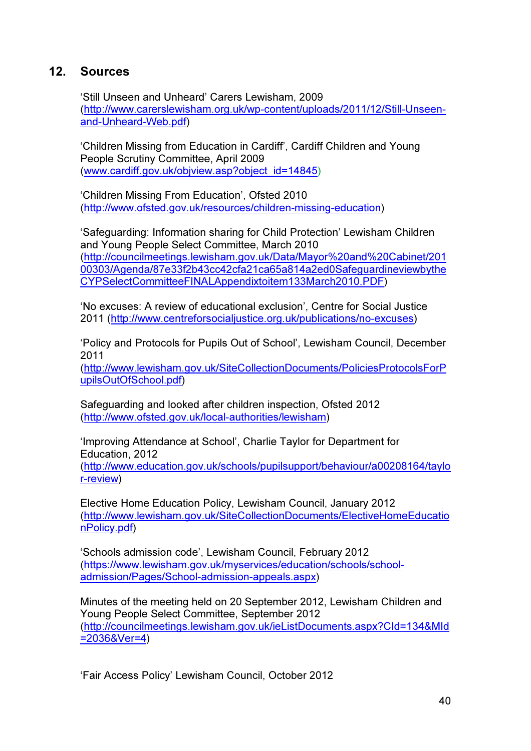## 12. Sources

'Still Unseen and Unheard' Carers Lewisham, 2009 (http://www.carerslewisham.org.uk/wp-content/uploads/2011/12/Still-Unseen-and-Unheard-Web.pdf)

'Children Missing from Education in Cardiff', Cardiff Children and Young People Scrutiny Committee, April 2009 (www.cardiff.gov.uk/objview.asp?object_id=14845)

'Children Missing From Education', Ofsted 2010 (http://www.ofsted.gov.uk/resources/children-missing-education)

'Safeguarding: Information sharing for Child Protection' Lewisham Children and Young People Select Committee, March 2010 (http://councilmeetings.lewisham.gov.uk/Data/Mayor%20and%20Cabinet/20100303/Agenda/87e33f2b43cc42cfa21ca65a814a2ed0SafeguardineviewbytheCYPSelectCommitteeFINALAppendixtoitem133March2010.PDF)

'No excuses: A review of educational exclusion', Centre for Social Justice 2011 (http://www.centreforsocialjustice.org.uk/publications/no-excuses)

'Policy and Protocols for Pupils Out of School', Lewisham Council, December 2011 (http://www.lewisham.gov.uk/SiteCollectionDocuments/PoliciesProtocolsForPupilsOutOfSchool.pdf)

Safeguarding and looked after children inspection, Ofsted 2012 (http://www.ofsted.gov.uk/local-authorities/lewisham)

'Improving Attendance at School', Charlie Taylor for Department for Education, 2012 (http://www.education.gov.uk/schools/pupilsupport/behaviour/a00208164/taylor-review)

Elective Home Education Policy, Lewisham Council, January 2012 (http://www.lewisham.gov.uk/SiteCollectionDocuments/ElectiveHomeEducationPolicy.pdf)

'Schools admission code', Lewisham Council, February 2012 (https://www.lewisham.gov.uk/myservices/education/schools/school-admission/Pages/School-admission-appeals.aspx)

Minutes of the meeting held on 20 September 2012, Lewisham Children and Young People Select Committee, September 2012 (http://councilmeetings.lewisham.gov.uk/ieListDocuments.aspx?CId=134&MId=2036&Ver=4)

'Fair Access Policy' Lewisham Council, October 2012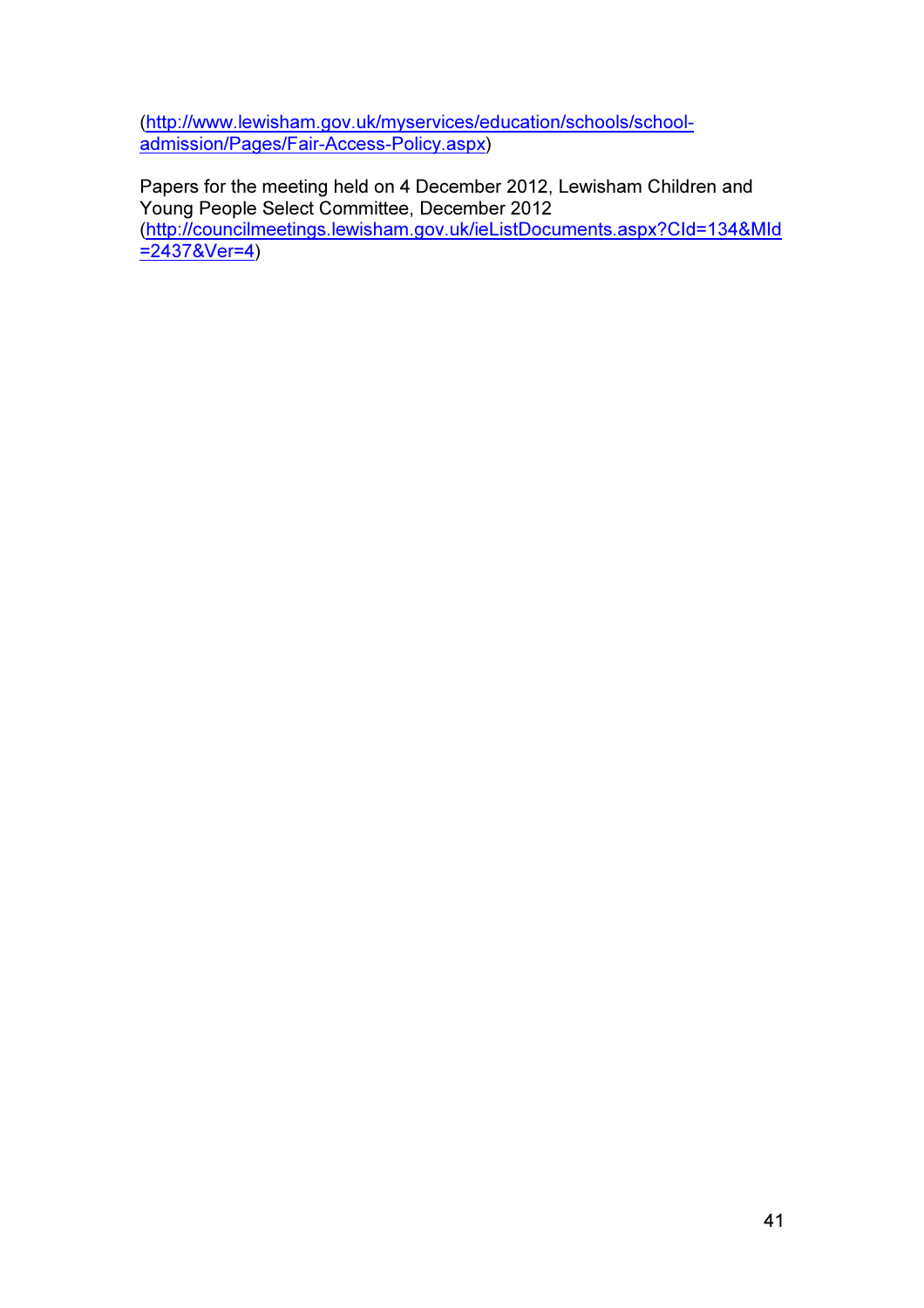(http://www.lewisham.gov.uk/myservices/education/schools/school-admission/Pages/Fair-Access-Policy.aspx)

Papers for the meeting held on 4 December 2012, Lewisham Children and Young People Select Committee, December 2012 (http://councilmeetings.lewisham.gov.uk/ieListDocuments.aspx?CId=134&MId=2437&Ver=4)